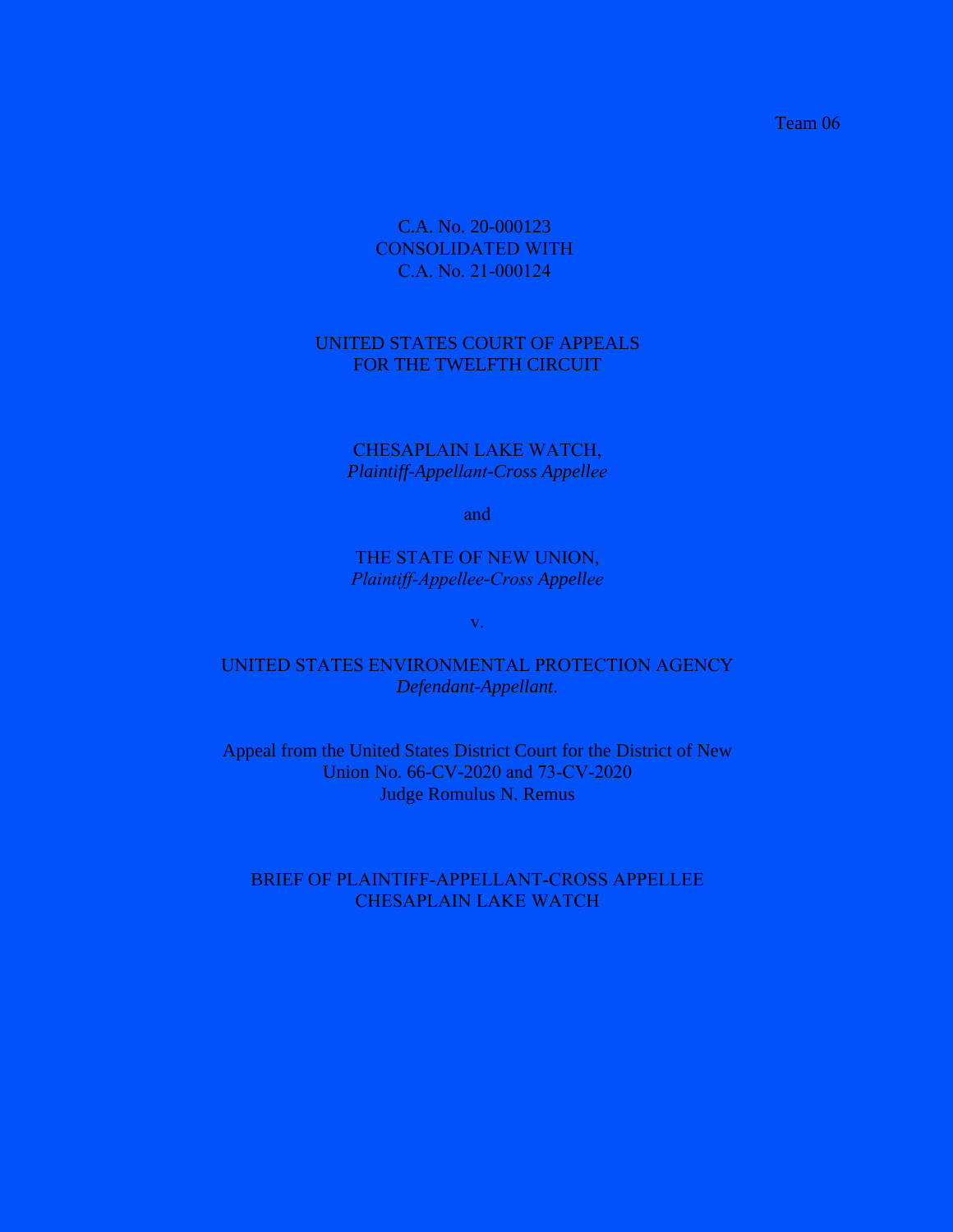Team 06

C.A. No. 20-000123
CONSOLIDATED WITH
C.A. No. 21-000124

UNITED STATES COURT OF APPEALS
FOR THE TWELFTH CIRCUIT

CHESAPLAIN LAKE WATCH,
*Plaintiff-Appellant-Cross Appellee*

and

THE STATE OF NEW UNION,
*Plaintiff-Appellee-Cross Appellee*

v.

UNITED STATES ENVIRONMENTAL PROTECTION AGENCY
*Defendant-Appellant.*

Appeal from the United States District Court for the District of New Union No. 66-CV-2020 and 73-CV-2020
Judge Romulus N. Remus

BRIEF OF PLAINTIFF-APPELLANT-CROSS APPELLEE
CHESAPLAIN LAKE WATCH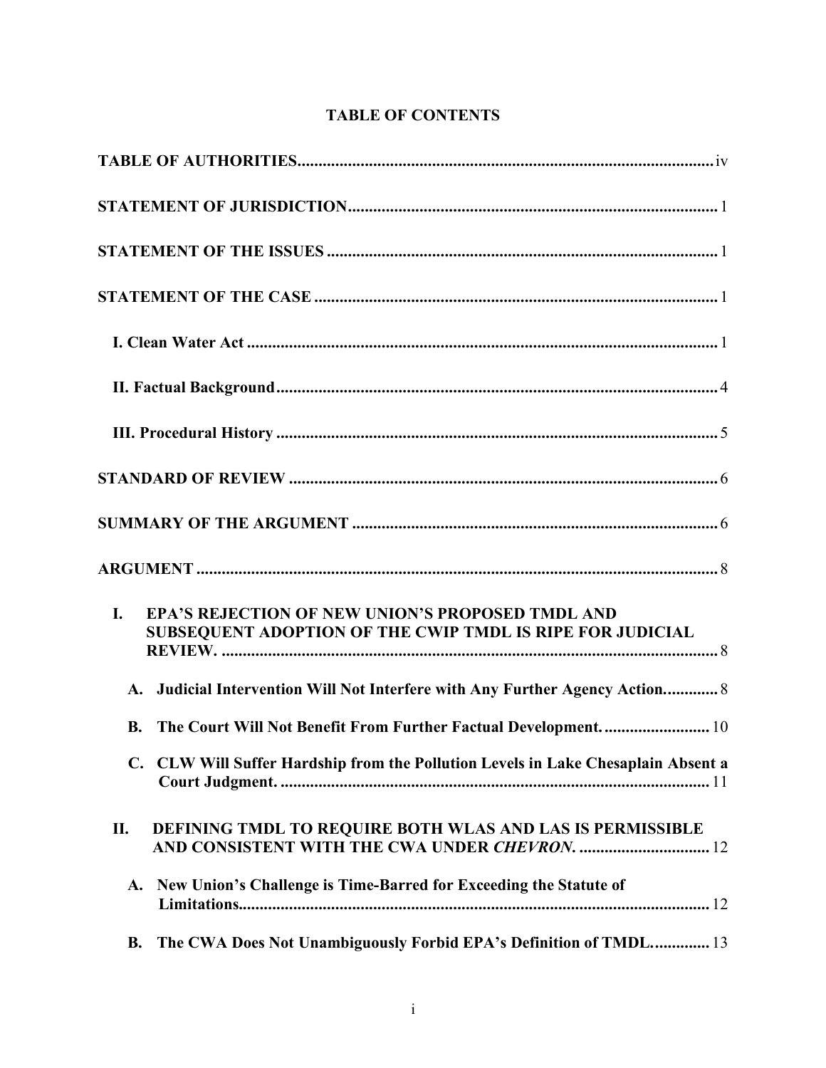## TABLE OF CONTENTS

**TABLE OF AUTHORITIES** ..................................................... iv

**STATEMENT OF JURISDICTION** ..................................................... 1

**STATEMENT OF THE ISSUES** ..................................................... 1

**STATEMENT OF THE CASE** ..................................................... 1

- **I. Clean Water Act** ..................................................... 1
- **II. Factual Background** ..................................................... 4
- **III. Procedural History** ..................................................... 5

**STANDARD OF REVIEW** ..................................................... 6

**SUMMARY OF THE ARGUMENT** ..................................................... 6

**ARGUMENT** ..................................................... 8

- **I. EPA'S REJECTION OF NEW UNION'S PROPOSED TMDL AND SUBSEQUENT ADOPTION OF THE CWIP TMDL IS RIPE FOR JUDICIAL REVIEW.** ..................................................... 8
  - **A. Judicial Intervention Will Not Interfere with Any Further Agency Action.** ............ 8
  - **B. The Court Will Not Benefit From Further Factual Development.** ..................... 10
  - **C. CLW Will Suffer Hardship from the Pollution Levels in Lake Chesaplain Absent a Court Judgment.** ..................................................... 11
- **II. DEFINING TMDL TO REQUIRE BOTH WLAS AND LAS IS PERMISSIBLE AND CONSISTENT WITH THE CWA UNDER *CHEVRON*.** ..................................... 12
  - **A. New Union's Challenge is Time-Barred for Exceeding the Statute of Limitations.** ..................................................... 12
  - **B. The CWA Does Not Unambiguously Forbid EPA's Definition of TMDL.** ............ 13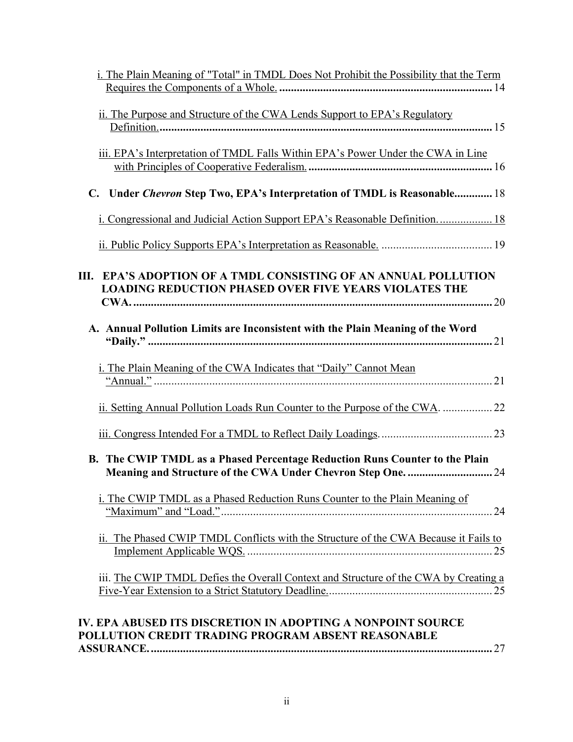i. The Plain Meaning of "Total" in TMDL Does Not Prohibit the Possibility that the Term Requires the Components of a Whole. .......... 14

ii. The Purpose and Structure of the CWA Lends Support to EPA's Regulatory Definition. .......... 15

iii. EPA's Interpretation of TMDL Falls Within EPA's Power Under the CWA in Line with Principles of Cooperative Federalism. .......... 16

**C. Under *Chevron* Step Two, EPA's Interpretation of TMDL is Reasonable.** .......... 18

i. Congressional and Judicial Action Support EPA's Reasonable Definition. .......... 18

ii. Public Policy Supports EPA's Interpretation as Reasonable. .......... 19

**III. EPA'S ADOPTION OF A TMDL CONSISTING OF AN ANNUAL POLLUTION LOADING REDUCTION PHASED OVER FIVE YEARS VIOLATES THE CWA.** .......... 20

**A. Annual Pollution Limits are Inconsistent with the Plain Meaning of the Word "Daily."** .......... 21

i. The Plain Meaning of the CWA Indicates that "Daily" Cannot Mean "Annual." .......... 21

ii. Setting Annual Pollution Loads Run Counter to the Purpose of the CWA. .......... 22

iii. Congress Intended For a TMDL to Reflect Daily Loadings. .......... 23

**B. The CWIP TMDL as a Phased Percentage Reduction Runs Counter to the Plain Meaning and Structure of the CWA Under Chevron Step One.** .......... 24

i. The CWIP TMDL as a Phased Reduction Runs Counter to the Plain Meaning of "Maximum" and "Load." .......... 24

ii. The Phased CWIP TMDL Conflicts with the Structure of the CWA Because it Fails to Implement Applicable WQS. .......... 25

iii. The CWIP TMDL Defies the Overall Context and Structure of the CWA by Creating a Five-Year Extension to a Strict Statutory Deadline. .......... 25

**IV. EPA ABUSED ITS DISCRETION IN ADOPTING A NONPOINT SOURCE POLLUTION CREDIT TRADING PROGRAM ABSENT REASONABLE ASSURANCE.** .......... 27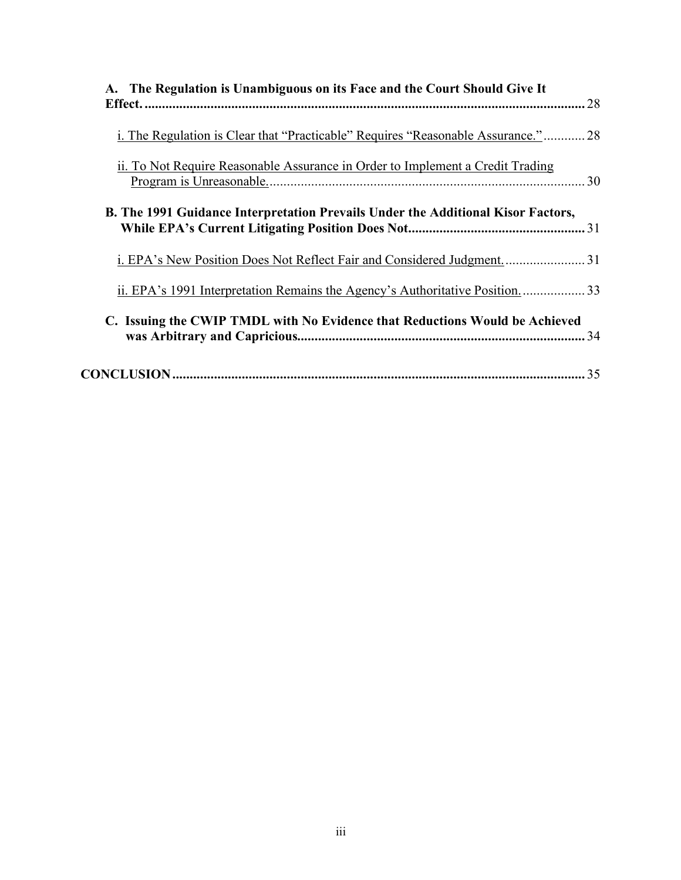**A. The Regulation is Unambiguous on its Face and the Court Should Give It Effect.** ........ 28

i. The Regulation is Clear that "Practicable" Requires "Reasonable Assurance." ........ 28

ii. To Not Require Reasonable Assurance in Order to Implement a Credit Trading Program is Unreasonable. ........ 30

**B. The 1991 Guidance Interpretation Prevails Under the Additional Kisor Factors, While EPA's Current Litigating Position Does Not** ........ 31

i. EPA's New Position Does Not Reflect Fair and Considered Judgment. ........ 31

ii. EPA's 1991 Interpretation Remains the Agency's Authoritative Position. ........ 33

**C. Issuing the CWIP TMDL with No Evidence that Reductions Would be Achieved was Arbitrary and Capricious.** ........ 34

**CONCLUSION** ........ 35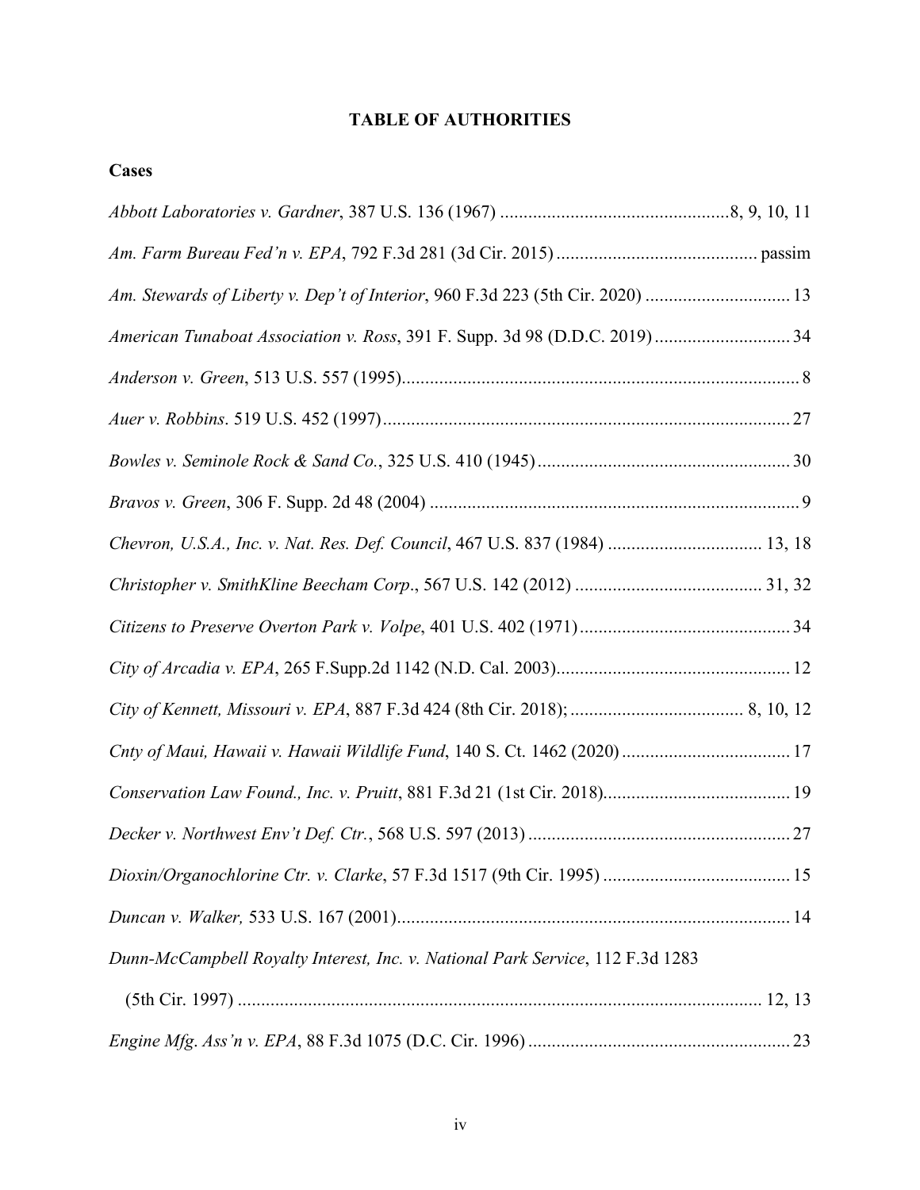# TABLE OF AUTHORITIES

## Cases

*Abbott Laboratories v. Gardner*, 387 U.S. 136 (1967) ................................................8, 9, 10, 11

*Am. Farm Bureau Fed'n v. EPA*, 792 F.3d 281 (3d Cir. 2015) .......................................... passim

*Am. Stewards of Liberty v. Dep't of Interior*, 960 F.3d 223 (5th Cir. 2020) .............................. 13

*American Tunaboat Association v. Ross*, 391 F. Supp. 3d 98 (D.D.C. 2019) ............................ 34

*Anderson v. Green*, 513 U.S. 557 (1995).................................................................................... 8

*Auer v. Robbins*. 519 U.S. 452 (1997)...................................................................................... 27

*Bowles v. Seminole Rock & Sand Co.*, 325 U.S. 410 (1945) ..................................................... 30

*Bravos v. Green*, 306 F. Supp. 2d 48 (2004) .............................................................................. 9

*Chevron, U.S.A., Inc. v. Nat. Res. Def. Council*, 467 U.S. 837 (1984) ................................ 13, 18

*Christopher v. SmithKline Beecham Corp*., 567 U.S. 142 (2012) ....................................... 31, 32

*Citizens to Preserve Overton Park v. Volpe*, 401 U.S. 402 (1971)............................................. 34

*City of Arcadia v. EPA*, 265 F.Supp.2d 1142 (N.D. Cal. 2003)................................................. 12

*City of Kennett, Missouri v. EPA*, 887 F.3d 424 (8th Cir. 2018); .................................... 8, 10, 12

*Cnty of Maui, Hawaii v. Hawaii Wildlife Fund*, 140 S. Ct. 1462 (2020) .................................... 17

*Conservation Law Found., Inc. v. Pruitt*, 881 F.3d 21 (1st Cir. 2018)........................................ 19

*Decker v. Northwest Env't Def. Ctr.*, 568 U.S. 597 (2013) ........................................................ 27

*Dioxin/Organochlorine Ctr. v. Clarke*, 57 F.3d 1517 (9th Cir. 1995) ........................................ 15

*Duncan v. Walker,* 533 U.S. 167 (2001).................................................................................... 14

*Dunn-McCampbell Royalty Interest, Inc. v. National Park Service*, 112 F.3d 1283
(5th Cir. 1997) ............................................................................................................... 12, 13

*Engine Mfg. Ass'n v. EPA*, 88 F.3d 1075 (D.C. Cir. 1996) ........................................................ 23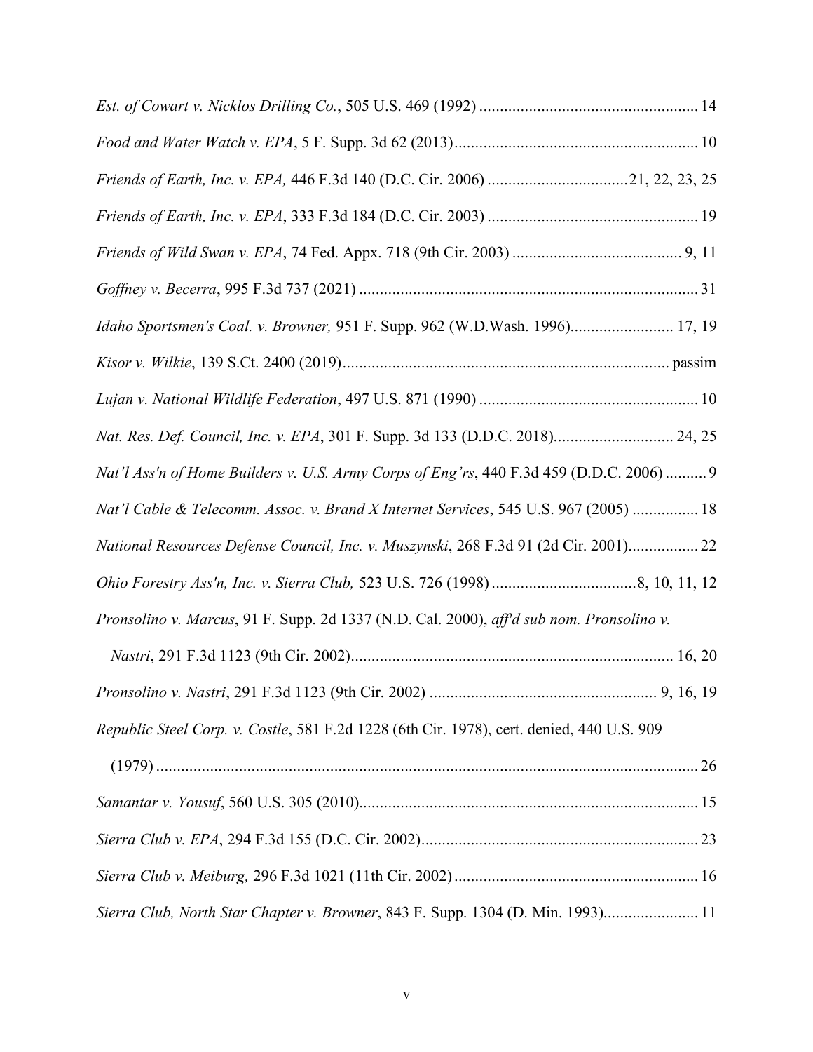*Est. of Cowart v. Nicklos Drilling Co.*, 505 U.S. 469 (1992) ..................................................... 14

*Food and Water Watch v. EPA*, 5 F. Supp. 3d 62 (2013)........................................................... 10

*Friends of Earth, Inc. v. EPA,* 446 F.3d 140 (D.C. Cir. 2006) ..................................21, 22, 23, 25

*Friends of Earth, Inc. v. EPA*, 333 F.3d 184 (D.C. Cir. 2003) ................................................... 19

*Friends of Wild Swan v. EPA*, 74 Fed. Appx. 718 (9th Cir. 2003) ......................................... 9, 11

*Goffney v. Becerra*, 995 F.3d 737 (2021) .................................................................................. 31

*Idaho Sportsmen's Coal. v. Browner,* 951 F. Supp. 962 (W.D.Wash. 1996)......................... 17, 19

*Kisor v. Wilkie*, 139 S.Ct. 2400 (2019)............................................................................... passim

*Lujan v. National Wildlife Federation*, 497 U.S. 871 (1990) ..................................................... 10

*Nat. Res. Def. Council, Inc. v. EPA*, 301 F. Supp. 3d 133 (D.D.C. 2018)............................. 24, 25

*Nat'l Ass'n of Home Builders v. U.S. Army Corps of Eng'rs*, 440 F.3d 459 (D.D.C. 2006) .......... 9

*Nat'l Cable & Telecomm. Assoc. v. Brand X Internet Services*, 545 U.S. 967 (2005) ................ 18

*National Resources Defense Council, Inc. v. Muszynski*, 268 F.3d 91 (2d Cir. 2001)................. 22

*Ohio Forestry Ass'n, Inc. v. Sierra Club,* 523 U.S. 726 (1998) ...................................8, 10, 11, 12

*Pronsolino v. Marcus*, 91 F. Supp. 2d 1337 (N.D. Cal. 2000), *aff'd sub nom. Pronsolino v. Nastri*, 291 F.3d 1123 (9th Cir. 2002)............................................................................. 16, 20

*Pronsolino v. Nastri*, 291 F.3d 1123 (9th Cir. 2002) ....................................................... 9, 16, 19

*Republic Steel Corp. v. Costle*, 581 F.2d 1228 (6th Cir. 1978), cert. denied, 440 U.S. 909 (1979) ........................................................................................................................... 26

*Samantar v. Yousuf*, 560 U.S. 305 (2010).................................................................................. 15

*Sierra Club v. EPA*, 294 F.3d 155 (D.C. Cir. 2002)................................................................... 23

*Sierra Club v. Meiburg,* 296 F.3d 1021 (11th Cir. 2002)........................................................... 16

*Sierra Club, North Star Chapter v. Browner*, 843 F. Supp. 1304 (D. Min. 1993)....................... 11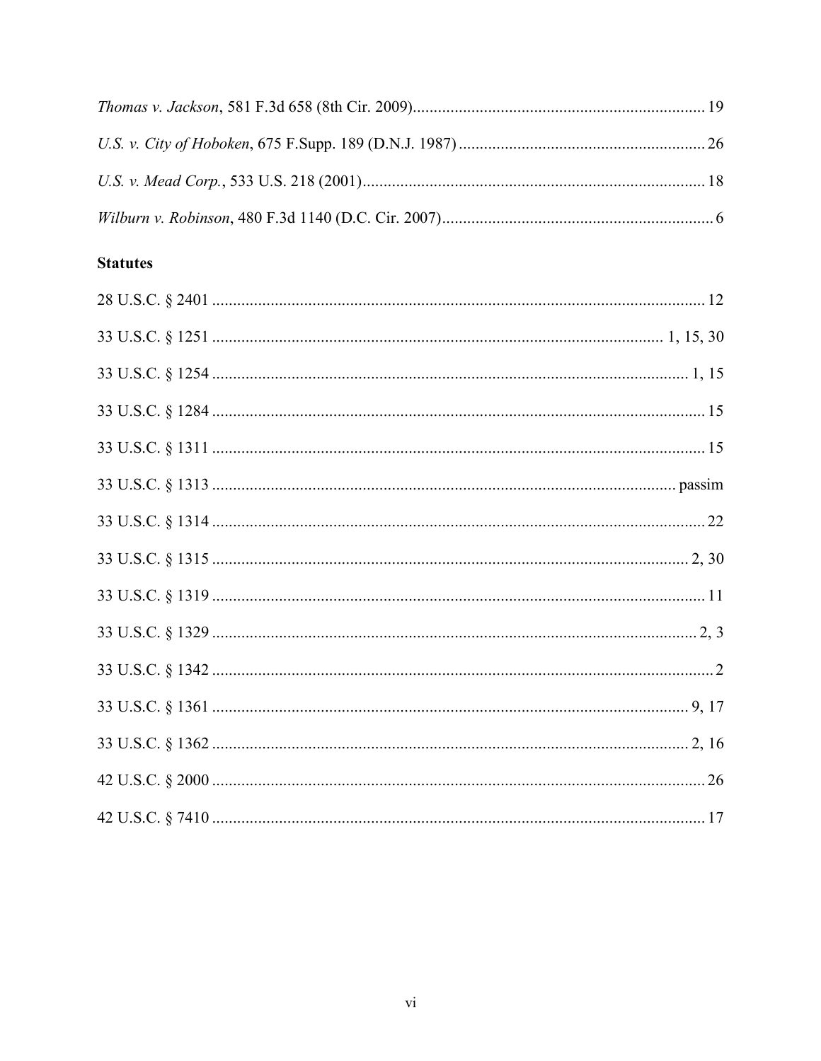*Thomas v. Jackson*, 581 F.3d 658 (8th Cir. 2009) ..................................................................... 19

*U.S. v. City of Hoboken*, 675 F.Supp. 189 (D.N.J. 1987) .......................................................... 26

*U.S. v. Mead Corp.*, 533 U.S. 218 (2001) ................................................................................. 18

*Wilburn v. Robinson*, 480 F.3d 1140 (D.C. Cir. 2007) ................................................................. 6

**Statutes**

28 U.S.C. § 2401 ..................................................................................................................... 12

33 U.S.C. § 1251 ......................................................................................................... 1, 15, 30

33 U.S.C. § 1254 .................................................................................................................. 1, 15

33 U.S.C. § 1284 ..................................................................................................................... 15

33 U.S.C. § 1311 ..................................................................................................................... 15

33 U.S.C. § 1313 ................................................................................................................. passim

33 U.S.C. § 1314 ..................................................................................................................... 22

33 U.S.C. § 1315 .................................................................................................................. 2, 30

33 U.S.C. § 1319 ..................................................................................................................... 11

33 U.S.C. § 1329 .................................................................................................................... 2, 3

33 U.S.C. § 1342 ....................................................................................................................... 2

33 U.S.C. § 1361 .................................................................................................................. 9, 17

33 U.S.C. § 1362 .................................................................................................................. 2, 16

42 U.S.C. § 2000 ..................................................................................................................... 26

42 U.S.C. § 7410 ..................................................................................................................... 17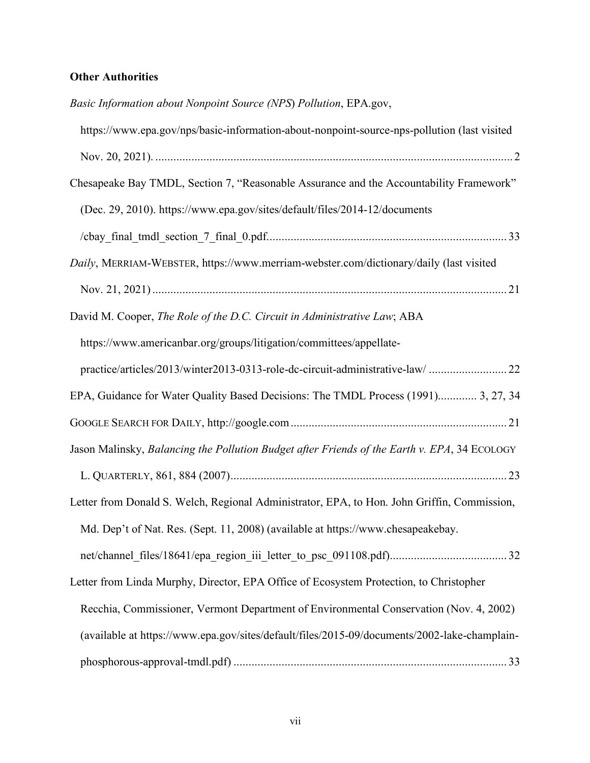**Other Authorities**

*Basic Information about Nonpoint Source (NPS*) *Pollution*, EPA.gov, https://www.epa.gov/nps/basic-information-about-nonpoint-source-nps-pollution (last visited Nov. 20, 2021). .......................................................... 2

Chesapeake Bay TMDL, Section 7, "Reasonable Assurance and the Accountability Framework" (Dec. 29, 2010). https://www.epa.gov/sites/default/files/2014-12/documents /cbay_final_tmdl_section_7_final_0.pdf.......................................................... 33

*Daily*, MERRIAM-WEBSTER, https://www.merriam-webster.com/dictionary/daily (last visited Nov. 21, 2021) .......................................................... 21

David M. Cooper, *The Role of the D.C. Circuit in Administrative Law*; ABA https://www.americanbar.org/groups/litigation/committees/appellate-practice/articles/2013/winter2013-0313-role-dc-circuit-administrative-law/ .......................... 22

EPA, Guidance for Water Quality Based Decisions: The TMDL Process (1991)............. 3, 27, 34

GOOGLE SEARCH FOR DAILY, http://google.com .......................................................... 21

Jason Malinsky, *Balancing the Pollution Budget after Friends of the Earth v. EPA*, 34 ECOLOGY L. QUARTERLY, 861, 884 (2007).......................................................... 23

Letter from Donald S. Welch, Regional Administrator, EPA, to Hon. John Griffin, Commission, Md. Dep't of Nat. Res. (Sept. 11, 2008) (available at https://www.chesapeakebay.net/channel_files/18641/epa_region_iii_letter_to_psc_091108.pdf)...................................... 32

Letter from Linda Murphy, Director, EPA Office of Ecosystem Protection, to Christopher Recchia, Commissioner, Vermont Department of Environmental Conservation (Nov. 4, 2002) (available at https://www.epa.gov/sites/default/files/2015-09/documents/2002-lake-champlain-phosphorous-approval-tmdl.pdf) .......................................................... 33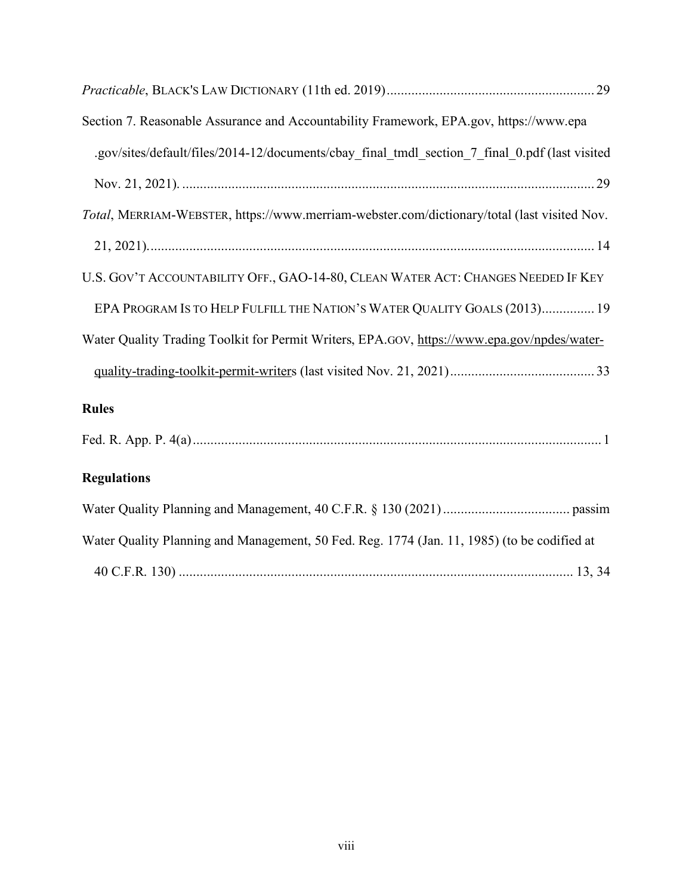*Practicable*, BLACK'S LAW DICTIONARY (11th ed. 2019) .......................................................... 29

Section 7. Reasonable Assurance and Accountability Framework, EPA.gov, https://www.epa.gov/sites/default/files/2014-12/documents/cbay_final_tmdl_section_7_final_0.pdf (last visited Nov. 21, 2021). .......................................................................................................... 29

*Total*, MERRIAM-WEBSTER, https://www.merriam-webster.com/dictionary/total (last visited Nov. 21, 2021). .......................................................................................................... 14

U.S. GOV'T ACCOUNTABILITY OFF., GAO-14-80, CLEAN WATER ACT: CHANGES NEEDED IF KEY EPA PROGRAM IS TO HELP FULFILL THE NATION'S WATER QUALITY GOALS (2013) ............... 19

Water Quality Trading Toolkit for Permit Writers, EPA.GOV, https://www.epa.gov/npdes/water-quality-trading-toolkit-permit-writers (last visited Nov. 21, 2021) ......................................... 33

### Rules

Fed. R. App. P. 4(a) .......................................................................................................... 1

### Regulations

Water Quality Planning and Management, 40 C.F.R. § 130 (2021) .................................... passim

Water Quality Planning and Management, 50 Fed. Reg. 1774 (Jan. 11, 1985) (to be codified at 40 C.F.R. 130) .......................................................................................................... 13, 34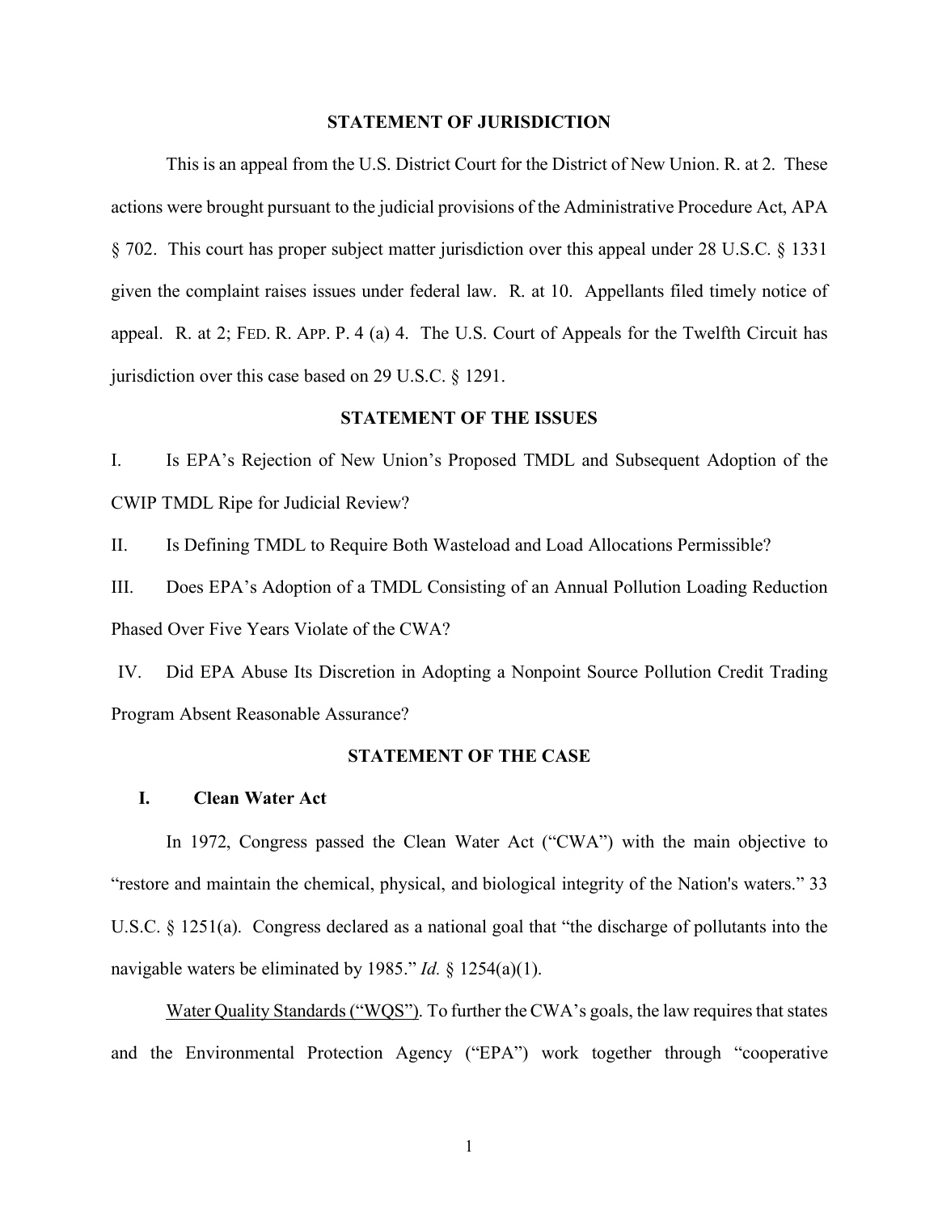## STATEMENT OF JURISDICTION

This is an appeal from the U.S. District Court for the District of New Union. R. at 2. These actions were brought pursuant to the judicial provisions of the Administrative Procedure Act, APA § 702. This court has proper subject matter jurisdiction over this appeal under 28 U.S.C. § 1331 given the complaint raises issues under federal law. R. at 10. Appellants filed timely notice of appeal. R. at 2; FED. R. APP. P. 4 (a) 4. The U.S. Court of Appeals for the Twelfth Circuit has jurisdiction over this case based on 29 U.S.C. § 1291.

## STATEMENT OF THE ISSUES

I. Is EPA's Rejection of New Union's Proposed TMDL and Subsequent Adoption of the CWIP TMDL Ripe for Judicial Review?

II. Is Defining TMDL to Require Both Wasteload and Load Allocations Permissible?

III. Does EPA's Adoption of a TMDL Consisting of an Annual Pollution Loading Reduction Phased Over Five Years Violate of the CWA?

IV. Did EPA Abuse Its Discretion in Adopting a Nonpoint Source Pollution Credit Trading Program Absent Reasonable Assurance?

## STATEMENT OF THE CASE

### I. Clean Water Act

In 1972, Congress passed the Clean Water Act ("CWA") with the main objective to "restore and maintain the chemical, physical, and biological integrity of the Nation's waters." 33 U.S.C. § 1251(a). Congress declared as a national goal that "the discharge of pollutants into the navigable waters be eliminated by 1985." *Id.* § 1254(a)(1).

Water Quality Standards ("WQS"). To further the CWA's goals, the law requires that states and the Environmental Protection Agency ("EPA") work together through "cooperative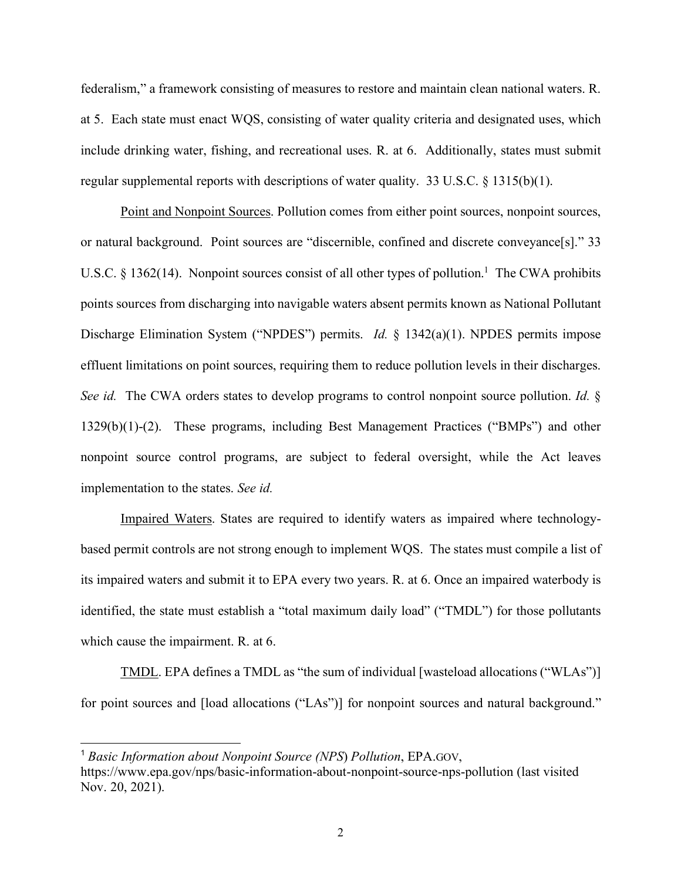federalism," a framework consisting of measures to restore and maintain clean national waters. R. at 5. Each state must enact WQS, consisting of water quality criteria and designated uses, which include drinking water, fishing, and recreational uses. R. at 6. Additionally, states must submit regular supplemental reports with descriptions of water quality. 33 U.S.C. § 1315(b)(1).

Point and Nonpoint Sources. Pollution comes from either point sources, nonpoint sources, or natural background. Point sources are "discernible, confined and discrete conveyance[s]." 33 U.S.C. § 1362(14). Nonpoint sources consist of all other types of pollution.[1] The CWA prohibits points sources from discharging into navigable waters absent permits known as National Pollutant Discharge Elimination System ("NPDES") permits. *Id.* § 1342(a)(1). NPDES permits impose effluent limitations on point sources, requiring them to reduce pollution levels in their discharges. *See id.* The CWA orders states to develop programs to control nonpoint source pollution. *Id.* § 1329(b)(1)-(2). These programs, including Best Management Practices ("BMPs") and other nonpoint source control programs, are subject to federal oversight, while the Act leaves implementation to the states. *See id.*

Impaired Waters. States are required to identify waters as impaired where technology-based permit controls are not strong enough to implement WQS. The states must compile a list of its impaired waters and submit it to EPA every two years. R. at 6. Once an impaired waterbody is identified, the state must establish a "total maximum daily load" ("TMDL") for those pollutants which cause the impairment. R. at 6.

TMDL. EPA defines a TMDL as "the sum of individual [wasteload allocations ("WLAs")] for point sources and [load allocations ("LAs")] for nonpoint sources and natural background."

---

[1] *Basic Information about Nonpoint Source (NPS) Pollution*, EPA.GOV, https://www.epa.gov/nps/basic-information-about-nonpoint-source-nps-pollution (last visited Nov. 20, 2021).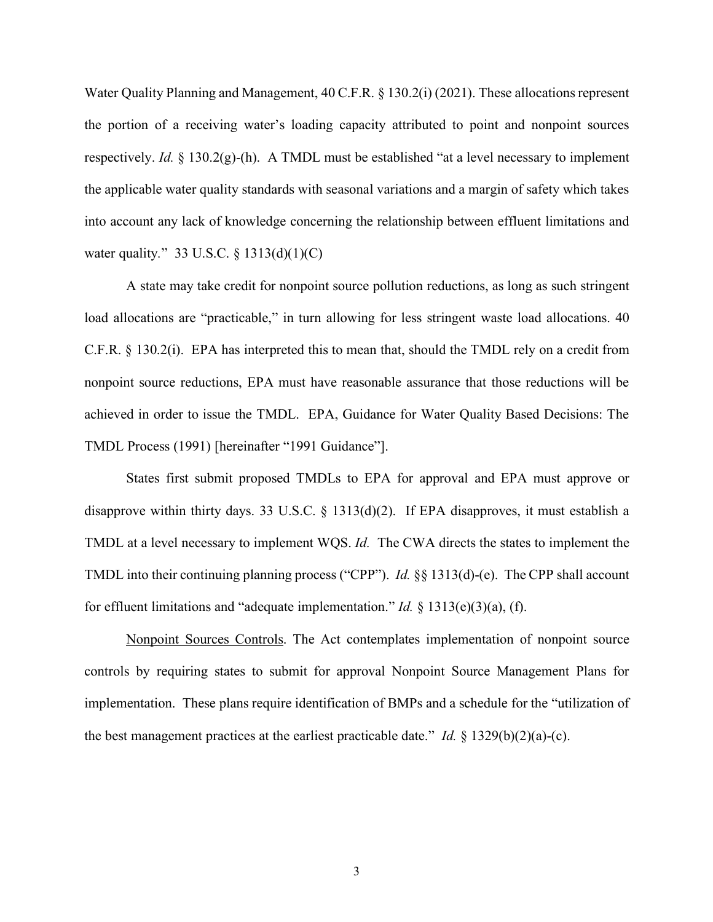Water Quality Planning and Management, 40 C.F.R. § 130.2(i) (2021). These allocations represent the portion of a receiving water's loading capacity attributed to point and nonpoint sources respectively. *Id.* § 130.2(g)-(h). A TMDL must be established "at a level necessary to implement the applicable water quality standards with seasonal variations and a margin of safety which takes into account any lack of knowledge concerning the relationship between effluent limitations and water quality." 33 U.S.C. § 1313(d)(1)(C)

A state may take credit for nonpoint source pollution reductions, as long as such stringent load allocations are "practicable," in turn allowing for less stringent waste load allocations. 40 C.F.R. § 130.2(i). EPA has interpreted this to mean that, should the TMDL rely on a credit from nonpoint source reductions, EPA must have reasonable assurance that those reductions will be achieved in order to issue the TMDL. EPA, Guidance for Water Quality Based Decisions: The TMDL Process (1991) [hereinafter "1991 Guidance"].

States first submit proposed TMDLs to EPA for approval and EPA must approve or disapprove within thirty days. 33 U.S.C. § 1313(d)(2). If EPA disapproves, it must establish a TMDL at a level necessary to implement WQS. *Id.* The CWA directs the states to implement the TMDL into their continuing planning process ("CPP"). *Id.* §§ 1313(d)-(e). The CPP shall account for effluent limitations and "adequate implementation." *Id.* § 1313(e)(3)(a), (f).

<u>Nonpoint Sources Controls</u>. The Act contemplates implementation of nonpoint source controls by requiring states to submit for approval Nonpoint Source Management Plans for implementation. These plans require identification of BMPs and a schedule for the "utilization of the best management practices at the earliest practicable date." *Id.* § 1329(b)(2)(a)-(c).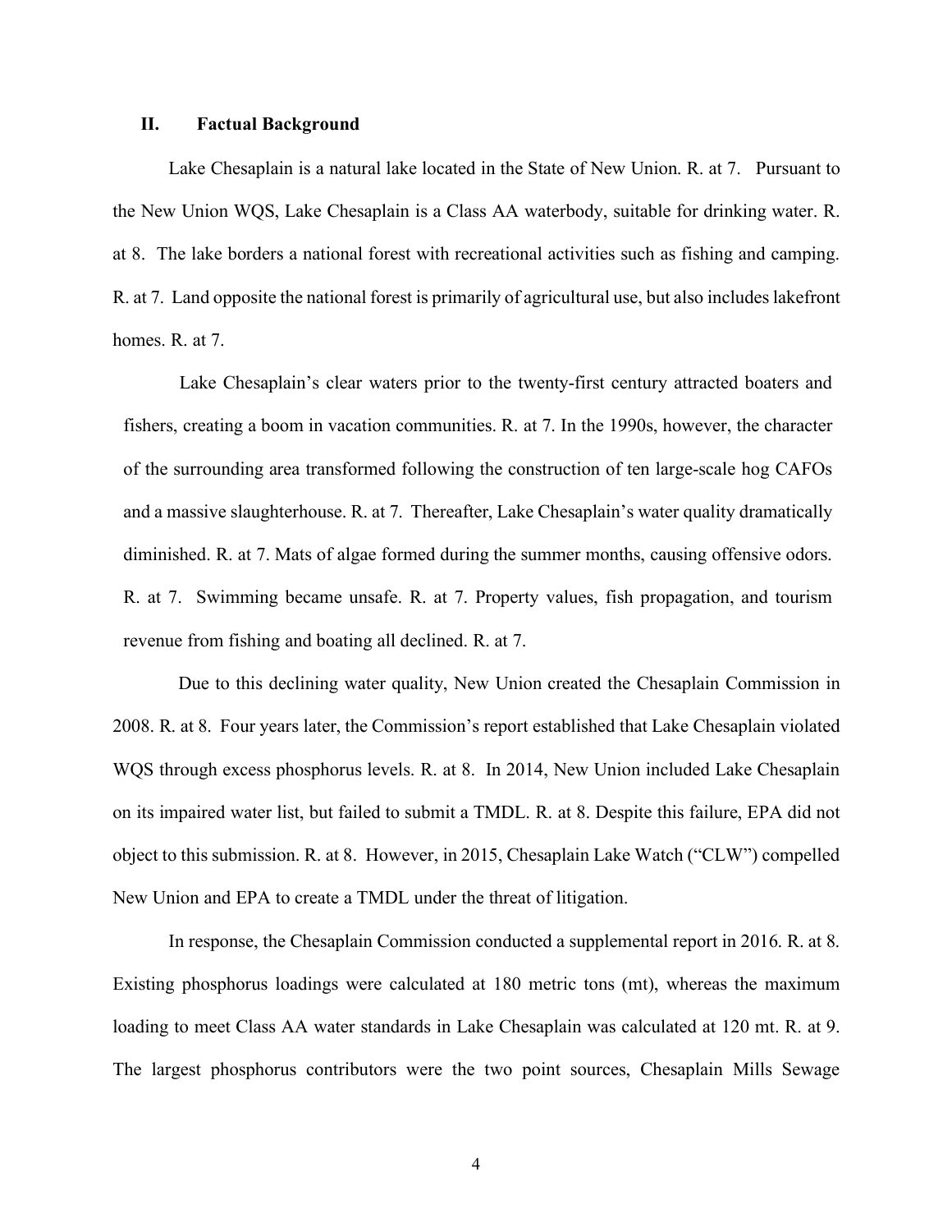## II. Factual Background

Lake Chesaplain is a natural lake located in the State of New Union. R. at 7. Pursuant to the New Union WQS, Lake Chesaplain is a Class AA waterbody, suitable for drinking water. R. at 8. The lake borders a national forest with recreational activities such as fishing and camping. R. at 7. Land opposite the national forest is primarily of agricultural use, but also includes lakefront homes. R. at 7.

Lake Chesaplain's clear waters prior to the twenty-first century attracted boaters and fishers, creating a boom in vacation communities. R. at 7. In the 1990s, however, the character of the surrounding area transformed following the construction of ten large-scale hog CAFOs and a massive slaughterhouse. R. at 7. Thereafter, Lake Chesaplain's water quality dramatically diminished. R. at 7. Mats of algae formed during the summer months, causing offensive odors. R. at 7. Swimming became unsafe. R. at 7. Property values, fish propagation, and tourism revenue from fishing and boating all declined. R. at 7.

Due to this declining water quality, New Union created the Chesaplain Commission in 2008. R. at 8. Four years later, the Commission's report established that Lake Chesaplain violated WQS through excess phosphorus levels. R. at 8. In 2014, New Union included Lake Chesaplain on its impaired water list, but failed to submit a TMDL. R. at 8. Despite this failure, EPA did not object to this submission. R. at 8. However, in 2015, Chesaplain Lake Watch ("CLW") compelled New Union and EPA to create a TMDL under the threat of litigation.

In response, the Chesaplain Commission conducted a supplemental report in 2016. R. at 8. Existing phosphorus loadings were calculated at 180 metric tons (mt), whereas the maximum loading to meet Class AA water standards in Lake Chesaplain was calculated at 120 mt. R. at 9. The largest phosphorus contributors were the two point sources, Chesaplain Mills Sewage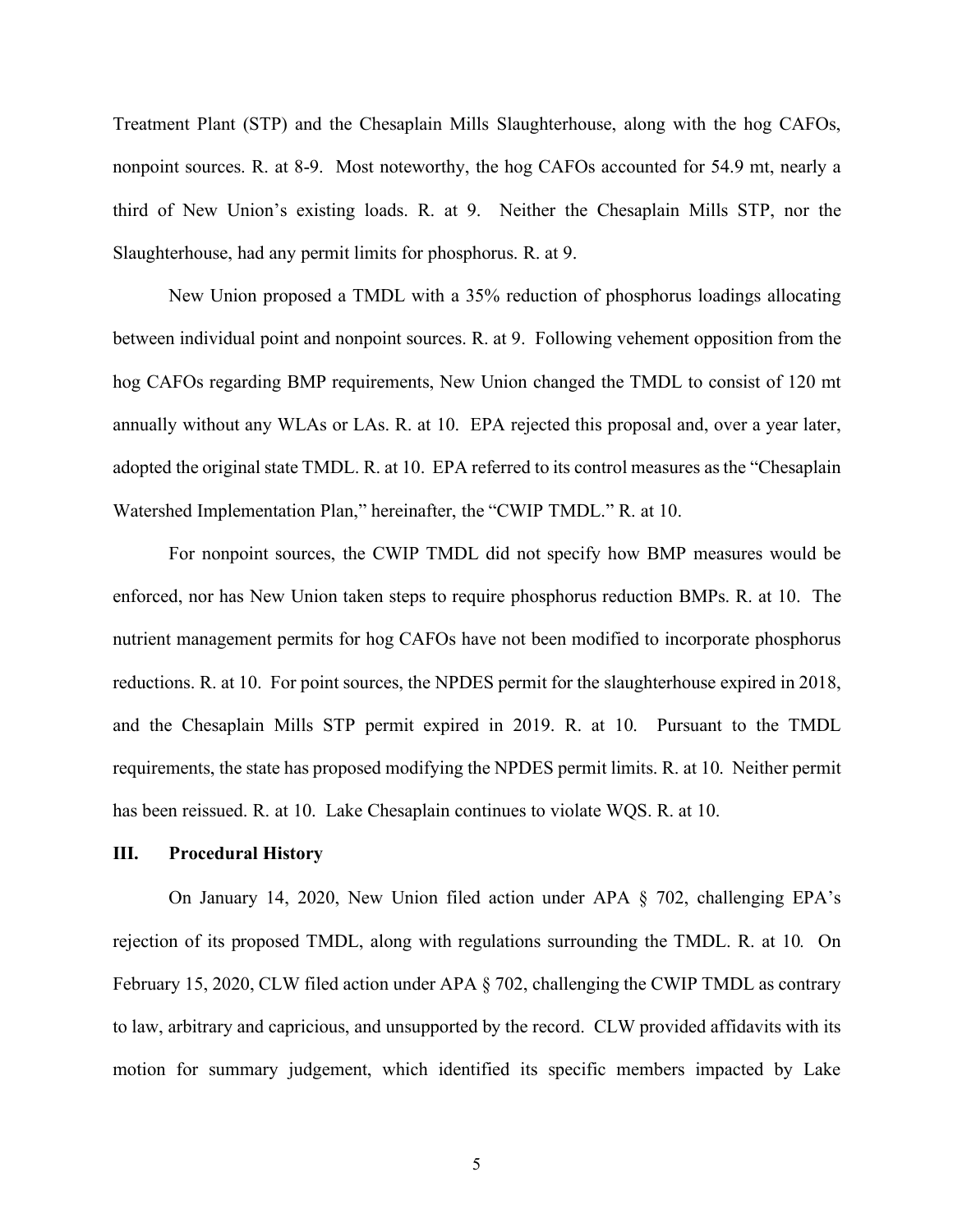Treatment Plant (STP) and the Chesaplain Mills Slaughterhouse, along with the hog CAFOs, nonpoint sources. R. at 8-9. Most noteworthy, the hog CAFOs accounted for 54.9 mt, nearly a third of New Union's existing loads. R. at 9. Neither the Chesaplain Mills STP, nor the Slaughterhouse, had any permit limits for phosphorus. R. at 9.

New Union proposed a TMDL with a 35% reduction of phosphorus loadings allocating between individual point and nonpoint sources. R. at 9. Following vehement opposition from the hog CAFOs regarding BMP requirements, New Union changed the TMDL to consist of 120 mt annually without any WLAs or LAs. R. at 10. EPA rejected this proposal and, over a year later, adopted the original state TMDL. R. at 10. EPA referred to its control measures as the "Chesaplain Watershed Implementation Plan," hereinafter, the "CWIP TMDL." R. at 10.

For nonpoint sources, the CWIP TMDL did not specify how BMP measures would be enforced, nor has New Union taken steps to require phosphorus reduction BMPs. R. at 10. The nutrient management permits for hog CAFOs have not been modified to incorporate phosphorus reductions. R. at 10. For point sources, the NPDES permit for the slaughterhouse expired in 2018, and the Chesaplain Mills STP permit expired in 2019. R. at 10. Pursuant to the TMDL requirements, the state has proposed modifying the NPDES permit limits. R. at 10. Neither permit has been reissued. R. at 10. Lake Chesaplain continues to violate WQS. R. at 10.

## III. Procedural History

On January 14, 2020, New Union filed action under APA § 702, challenging EPA's rejection of its proposed TMDL, along with regulations surrounding the TMDL. R. at 10*.* On February 15, 2020, CLW filed action under APA § 702, challenging the CWIP TMDL as contrary to law, arbitrary and capricious, and unsupported by the record. CLW provided affidavits with its motion for summary judgement, which identified its specific members impacted by Lake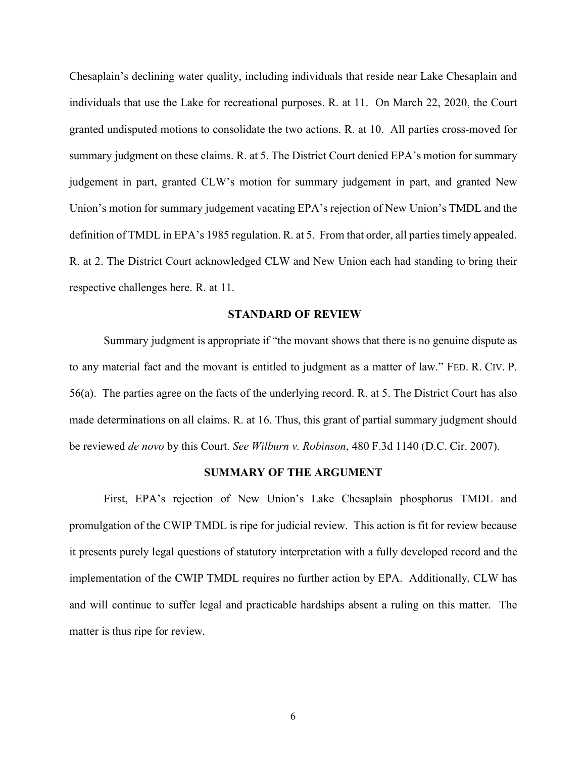Chesaplain's declining water quality, including individuals that reside near Lake Chesaplain and individuals that use the Lake for recreational purposes. R. at 11. On March 22, 2020, the Court granted undisputed motions to consolidate the two actions. R. at 10. All parties cross-moved for summary judgment on these claims. R. at 5. The District Court denied EPA's motion for summary judgement in part, granted CLW's motion for summary judgement in part, and granted New Union's motion for summary judgement vacating EPA's rejection of New Union's TMDL and the definition of TMDL in EPA's 1985 regulation. R. at 5. From that order, all parties timely appealed. R. at 2. The District Court acknowledged CLW and New Union each had standing to bring their respective challenges here. R. at 11.

## STANDARD OF REVIEW

Summary judgment is appropriate if "the movant shows that there is no genuine dispute as to any material fact and the movant is entitled to judgment as a matter of law." FED. R. CIV. P. 56(a). The parties agree on the facts of the underlying record. R. at 5. The District Court has also made determinations on all claims. R. at 16. Thus, this grant of partial summary judgment should be reviewed *de novo* by this Court. *See Wilburn v. Robinson*, 480 F.3d 1140 (D.C. Cir. 2007).

## SUMMARY OF THE ARGUMENT

First, EPA's rejection of New Union's Lake Chesaplain phosphorus TMDL and promulgation of the CWIP TMDL is ripe for judicial review. This action is fit for review because it presents purely legal questions of statutory interpretation with a fully developed record and the implementation of the CWIP TMDL requires no further action by EPA. Additionally, CLW has and will continue to suffer legal and practicable hardships absent a ruling on this matter. The matter is thus ripe for review.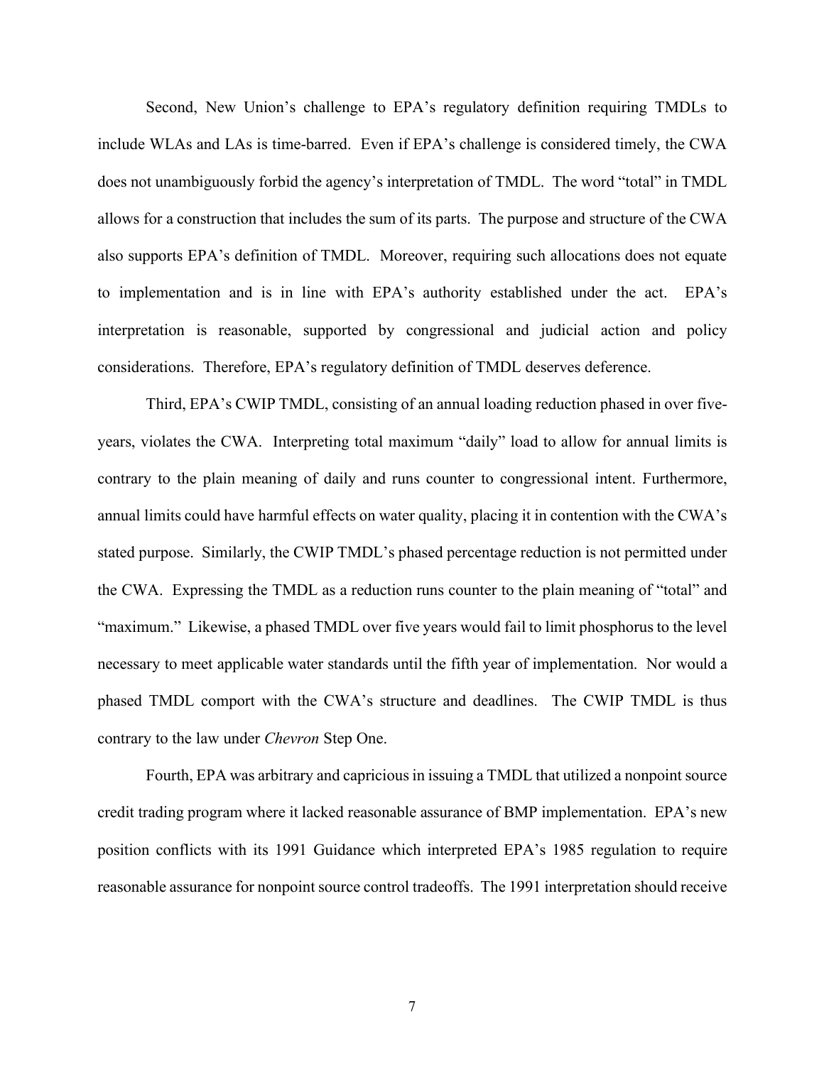Second, New Union's challenge to EPA's regulatory definition requiring TMDLs to include WLAs and LAs is time-barred. Even if EPA's challenge is considered timely, the CWA does not unambiguously forbid the agency's interpretation of TMDL. The word "total" in TMDL allows for a construction that includes the sum of its parts. The purpose and structure of the CWA also supports EPA's definition of TMDL. Moreover, requiring such allocations does not equate to implementation and is in line with EPA's authority established under the act. EPA's interpretation is reasonable, supported by congressional and judicial action and policy considerations. Therefore, EPA's regulatory definition of TMDL deserves deference.

Third, EPA's CWIP TMDL, consisting of an annual loading reduction phased in over five-years, violates the CWA. Interpreting total maximum "daily" load to allow for annual limits is contrary to the plain meaning of daily and runs counter to congressional intent. Furthermore, annual limits could have harmful effects on water quality, placing it in contention with the CWA's stated purpose. Similarly, the CWIP TMDL's phased percentage reduction is not permitted under the CWA. Expressing the TMDL as a reduction runs counter to the plain meaning of "total" and "maximum." Likewise, a phased TMDL over five years would fail to limit phosphorus to the level necessary to meet applicable water standards until the fifth year of implementation. Nor would a phased TMDL comport with the CWA's structure and deadlines. The CWIP TMDL is thus contrary to the law under *Chevron* Step One.

Fourth, EPA was arbitrary and capricious in issuing a TMDL that utilized a nonpoint source credit trading program where it lacked reasonable assurance of BMP implementation. EPA's new position conflicts with its 1991 Guidance which interpreted EPA's 1985 regulation to require reasonable assurance for nonpoint source control tradeoffs. The 1991 interpretation should receive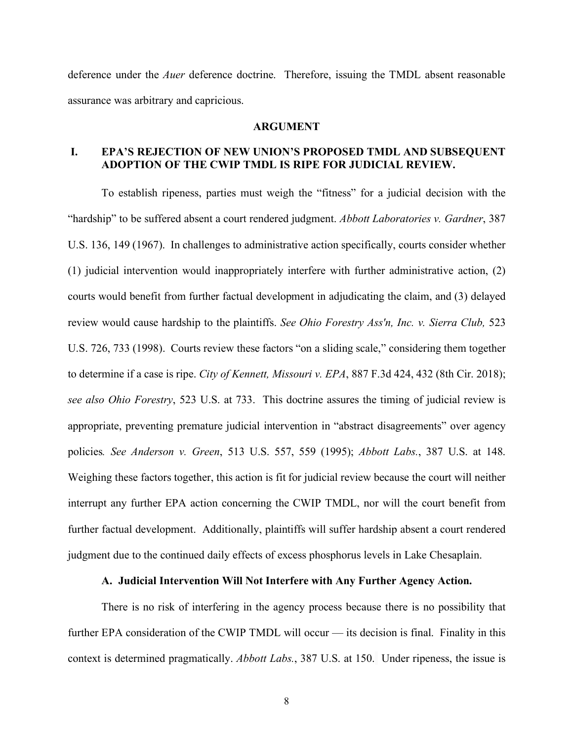deference under the *Auer* deference doctrine. Therefore, issuing the TMDL absent reasonable assurance was arbitrary and capricious.

## ARGUMENT

### I. EPA'S REJECTION OF NEW UNION'S PROPOSED TMDL AND SUBSEQUENT ADOPTION OF THE CWIP TMDL IS RIPE FOR JUDICIAL REVIEW.

To establish ripeness, parties must weigh the "fitness" for a judicial decision with the "hardship" to be suffered absent a court rendered judgment. *Abbott Laboratories v. Gardner*, 387 U.S. 136, 149 (1967). In challenges to administrative action specifically, courts consider whether (1) judicial intervention would inappropriately interfere with further administrative action, (2) courts would benefit from further factual development in adjudicating the claim, and (3) delayed review would cause hardship to the plaintiffs. *See Ohio Forestry Ass'n, Inc. v. Sierra Club,* 523 U.S. 726, 733 (1998). Courts review these factors "on a sliding scale," considering them together to determine if a case is ripe. *City of Kennett, Missouri v. EPA*, 887 F.3d 424, 432 (8th Cir. 2018); *see also Ohio Forestry*, 523 U.S. at 733. This doctrine assures the timing of judicial review is appropriate, preventing premature judicial intervention in "abstract disagreements" over agency policies*. See Anderson v. Green*, 513 U.S. 557, 559 (1995); *Abbott Labs.*, 387 U.S. at 148. Weighing these factors together, this action is fit for judicial review because the court will neither interrupt any further EPA action concerning the CWIP TMDL, nor will the court benefit from further factual development. Additionally, plaintiffs will suffer hardship absent a court rendered judgment due to the continued daily effects of excess phosphorus levels in Lake Chesaplain.

#### A. Judicial Intervention Will Not Interfere with Any Further Agency Action.

There is no risk of interfering in the agency process because there is no possibility that further EPA consideration of the CWIP TMDL will occur — its decision is final. Finality in this context is determined pragmatically. *Abbott Labs.*, 387 U.S. at 150. Under ripeness, the issue is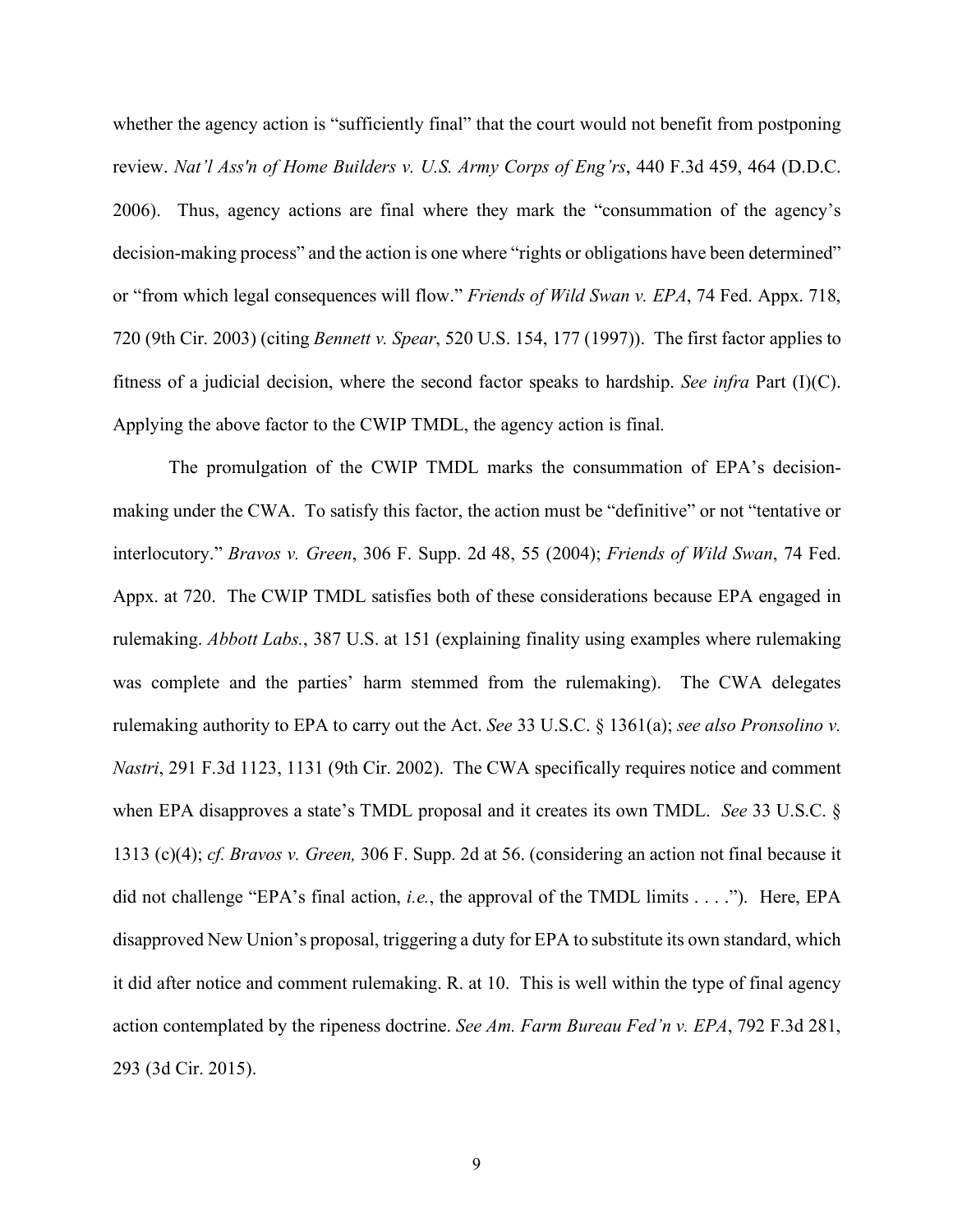whether the agency action is "sufficiently final" that the court would not benefit from postponing review. *Nat'l Ass'n of Home Builders v. U.S. Army Corps of Eng'rs*, 440 F.3d 459, 464 (D.D.C. 2006). Thus, agency actions are final where they mark the "consummation of the agency's decision-making process" and the action is one where "rights or obligations have been determined" or "from which legal consequences will flow." *Friends of Wild Swan v. EPA*, 74 Fed. Appx. 718, 720 (9th Cir. 2003) (citing *Bennett v. Spear*, 520 U.S. 154, 177 (1997)). The first factor applies to fitness of a judicial decision, where the second factor speaks to hardship. *See infra* Part (I)(C). Applying the above factor to the CWIP TMDL, the agency action is final.

The promulgation of the CWIP TMDL marks the consummation of EPA's decision-making under the CWA. To satisfy this factor, the action must be "definitive" or not "tentative or interlocutory." *Bravos v. Green*, 306 F. Supp. 2d 48, 55 (2004); *Friends of Wild Swan*, 74 Fed. Appx. at 720. The CWIP TMDL satisfies both of these considerations because EPA engaged in rulemaking. *Abbott Labs.*, 387 U.S. at 151 (explaining finality using examples where rulemaking was complete and the parties' harm stemmed from the rulemaking). The CWA delegates rulemaking authority to EPA to carry out the Act. *See* 33 U.S.C. § 1361(a); *see also Pronsolino v. Nastri*, 291 F.3d 1123, 1131 (9th Cir. 2002). The CWA specifically requires notice and comment when EPA disapproves a state's TMDL proposal and it creates its own TMDL. *See* 33 U.S.C. § 1313 (c)(4); *cf. Bravos v. Green,* 306 F. Supp. 2d at 56. (considering an action not final because it did not challenge "EPA's final action, *i.e.*, the approval of the TMDL limits . . . ."). Here, EPA disapproved New Union's proposal, triggering a duty for EPA to substitute its own standard, which it did after notice and comment rulemaking. R. at 10. This is well within the type of final agency action contemplated by the ripeness doctrine. *See Am. Farm Bureau Fed'n v. EPA*, 792 F.3d 281, 293 (3d Cir. 2015).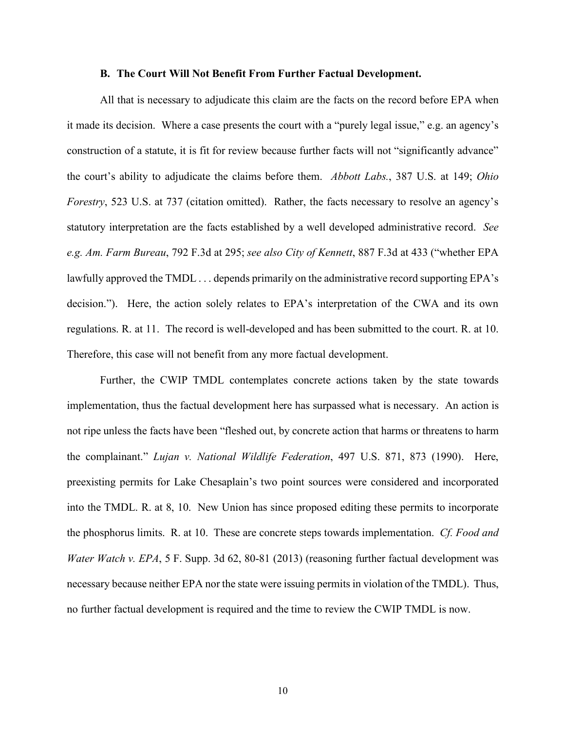### B. The Court Will Not Benefit From Further Factual Development.

All that is necessary to adjudicate this claim are the facts on the record before EPA when it made its decision. Where a case presents the court with a "purely legal issue," e.g. an agency's construction of a statute, it is fit for review because further facts will not "significantly advance" the court's ability to adjudicate the claims before them. *Abbott Labs.*, 387 U.S. at 149; *Ohio Forestry*, 523 U.S. at 737 (citation omitted). Rather, the facts necessary to resolve an agency's statutory interpretation are the facts established by a well developed administrative record. *See e.g. Am. Farm Bureau*, 792 F.3d at 295; *see also City of Kennett*, 887 F.3d at 433 ("whether EPA lawfully approved the TMDL . . . depends primarily on the administrative record supporting EPA's decision."). Here, the action solely relates to EPA's interpretation of the CWA and its own regulations. R. at 11. The record is well-developed and has been submitted to the court. R. at 10. Therefore, this case will not benefit from any more factual development.

Further, the CWIP TMDL contemplates concrete actions taken by the state towards implementation, thus the factual development here has surpassed what is necessary. An action is not ripe unless the facts have been "fleshed out, by concrete action that harms or threatens to harm the complainant." *Lujan v. National Wildlife Federation*, 497 U.S. 871, 873 (1990). Here, preexisting permits for Lake Chesaplain's two point sources were considered and incorporated into the TMDL. R. at 8, 10. New Union has since proposed editing these permits to incorporate the phosphorus limits. R. at 10. These are concrete steps towards implementation. *Cf. Food and Water Watch v. EPA*, 5 F. Supp. 3d 62, 80-81 (2013) (reasoning further factual development was necessary because neither EPA nor the state were issuing permits in violation of the TMDL). Thus, no further factual development is required and the time to review the CWIP TMDL is now.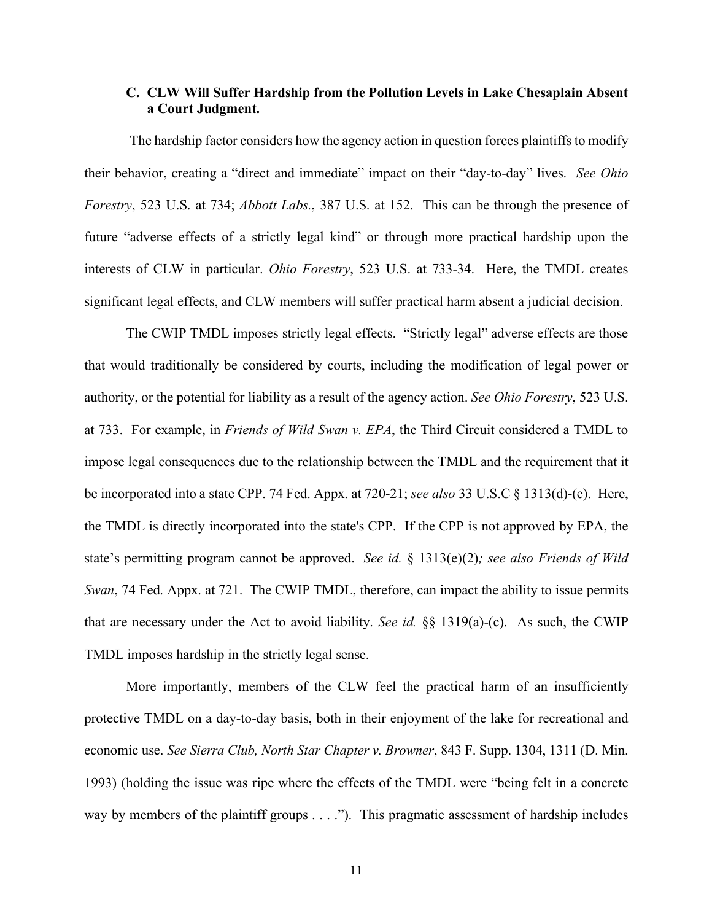### C. CLW Will Suffer Hardship from the Pollution Levels in Lake Chesaplain Absent a Court Judgment.

The hardship factor considers how the agency action in question forces plaintiffs to modify their behavior, creating a "direct and immediate" impact on their "day-to-day" lives. *See Ohio Forestry*, 523 U.S. at 734; *Abbott Labs.*, 387 U.S. at 152. This can be through the presence of future "adverse effects of a strictly legal kind" or through more practical hardship upon the interests of CLW in particular. *Ohio Forestry*, 523 U.S. at 733-34. Here, the TMDL creates significant legal effects, and CLW members will suffer practical harm absent a judicial decision.

The CWIP TMDL imposes strictly legal effects. "Strictly legal" adverse effects are those that would traditionally be considered by courts, including the modification of legal power or authority, or the potential for liability as a result of the agency action. *See Ohio Forestry*, 523 U.S. at 733. For example, in *Friends of Wild Swan v. EPA*, the Third Circuit considered a TMDL to impose legal consequences due to the relationship between the TMDL and the requirement that it be incorporated into a state CPP. 74 Fed. Appx. at 720-21; *see also* 33 U.S.C § 1313(d)-(e). Here, the TMDL is directly incorporated into the state's CPP. If the CPP is not approved by EPA, the state's permitting program cannot be approved. *See id.* § 1313(e)(2)*; see also Friends of Wild Swan*, 74 Fed. Appx. at 721. The CWIP TMDL, therefore, can impact the ability to issue permits that are necessary under the Act to avoid liability. *See id.* §§ 1319(a)-(c). As such, the CWIP TMDL imposes hardship in the strictly legal sense.

More importantly, members of the CLW feel the practical harm of an insufficiently protective TMDL on a day-to-day basis, both in their enjoyment of the lake for recreational and economic use. *See Sierra Club, North Star Chapter v. Browner*, 843 F. Supp. 1304, 1311 (D. Min. 1993) (holding the issue was ripe where the effects of the TMDL were "being felt in a concrete way by members of the plaintiff groups . . . ."). This pragmatic assessment of hardship includes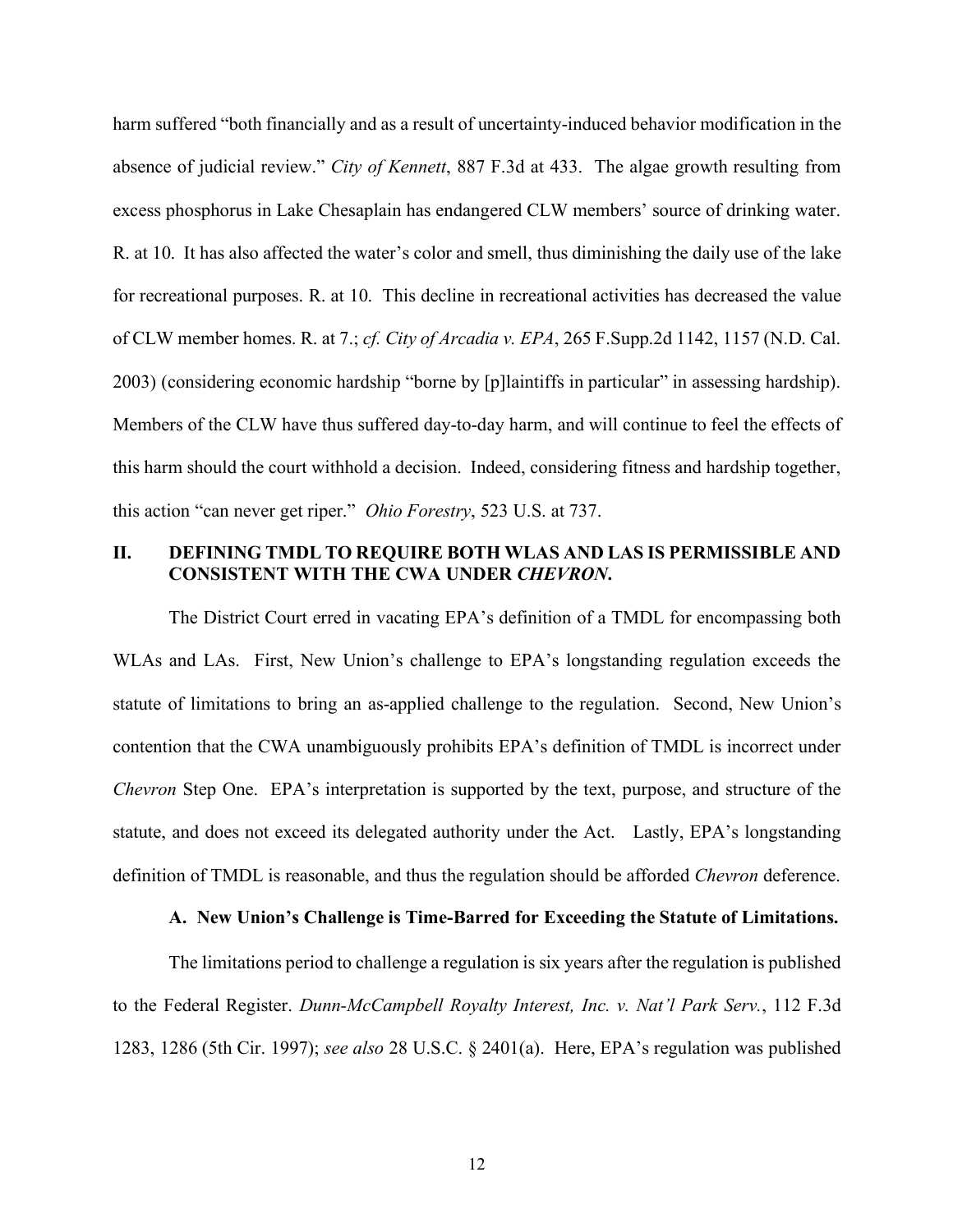harm suffered "both financially and as a result of uncertainty-induced behavior modification in the absence of judicial review." *City of Kennett*, 887 F.3d at 433. The algae growth resulting from excess phosphorus in Lake Chesaplain has endangered CLW members' source of drinking water. R. at 10. It has also affected the water's color and smell, thus diminishing the daily use of the lake for recreational purposes. R. at 10. This decline in recreational activities has decreased the value of CLW member homes. R. at 7.; *cf. City of Arcadia v. EPA*, 265 F.Supp.2d 1142, 1157 (N.D. Cal. 2003) (considering economic hardship "borne by [p]laintiffs in particular" in assessing hardship). Members of the CLW have thus suffered day-to-day harm, and will continue to feel the effects of this harm should the court withhold a decision. Indeed, considering fitness and hardship together, this action "can never get riper." *Ohio Forestry*, 523 U.S. at 737.

## II. DEFINING TMDL TO REQUIRE BOTH WLAS AND LAS IS PERMISSIBLE AND CONSISTENT WITH THE CWA UNDER *CHEVRON*.

The District Court erred in vacating EPA's definition of a TMDL for encompassing both WLAs and LAs. First, New Union's challenge to EPA's longstanding regulation exceeds the statute of limitations to bring an as-applied challenge to the regulation. Second, New Union's contention that the CWA unambiguously prohibits EPA's definition of TMDL is incorrect under *Chevron* Step One. EPA's interpretation is supported by the text, purpose, and structure of the statute, and does not exceed its delegated authority under the Act. Lastly, EPA's longstanding definition of TMDL is reasonable, and thus the regulation should be afforded *Chevron* deference.

### A. New Union's Challenge is Time-Barred for Exceeding the Statute of Limitations.

The limitations period to challenge a regulation is six years after the regulation is published to the Federal Register. *Dunn-McCampbell Royalty Interest, Inc. v. Nat'l Park Serv.*, 112 F.3d 1283, 1286 (5th Cir. 1997); *see also* 28 U.S.C. § 2401(a). Here, EPA's regulation was published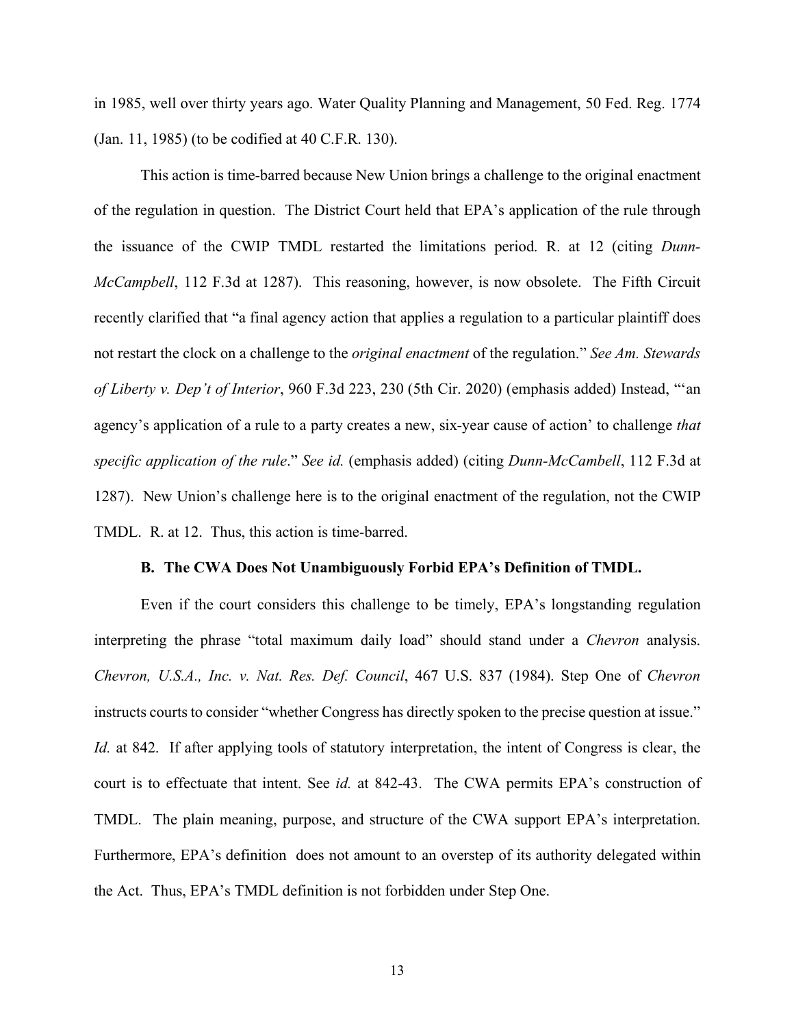in 1985, well over thirty years ago. Water Quality Planning and Management, 50 Fed. Reg. 1774 (Jan. 11, 1985) (to be codified at 40 C.F.R. 130).

This action is time-barred because New Union brings a challenge to the original enactment of the regulation in question. The District Court held that EPA's application of the rule through the issuance of the CWIP TMDL restarted the limitations period. R. at 12 (citing *Dunn-McCampbell*, 112 F.3d at 1287). This reasoning, however, is now obsolete. The Fifth Circuit recently clarified that "a final agency action that applies a regulation to a particular plaintiff does not restart the clock on a challenge to the *original enactment* of the regulation." *See Am. Stewards of Liberty v. Dep't of Interior*, 960 F.3d 223, 230 (5th Cir. 2020) (emphasis added) Instead, "'an agency's application of a rule to a party creates a new, six-year cause of action' to challenge *that specific application of the rule*." *See id.* (emphasis added) (citing *Dunn-McCambell*, 112 F.3d at 1287). New Union's challenge here is to the original enactment of the regulation, not the CWIP TMDL. R. at 12. Thus, this action is time-barred.

**B. The CWA Does Not Unambiguously Forbid EPA's Definition of TMDL.**

Even if the court considers this challenge to be timely, EPA's longstanding regulation interpreting the phrase "total maximum daily load" should stand under a *Chevron* analysis. *Chevron, U.S.A., Inc. v. Nat. Res. Def. Council*, 467 U.S. 837 (1984). Step One of *Chevron* instructs courts to consider "whether Congress has directly spoken to the precise question at issue." *Id.* at 842. If after applying tools of statutory interpretation, the intent of Congress is clear, the court is to effectuate that intent. See *id.* at 842-43. The CWA permits EPA's construction of TMDL. The plain meaning, purpose, and structure of the CWA support EPA's interpretation. Furthermore, EPA's definition does not amount to an overstep of its authority delegated within the Act. Thus, EPA's TMDL definition is not forbidden under Step One.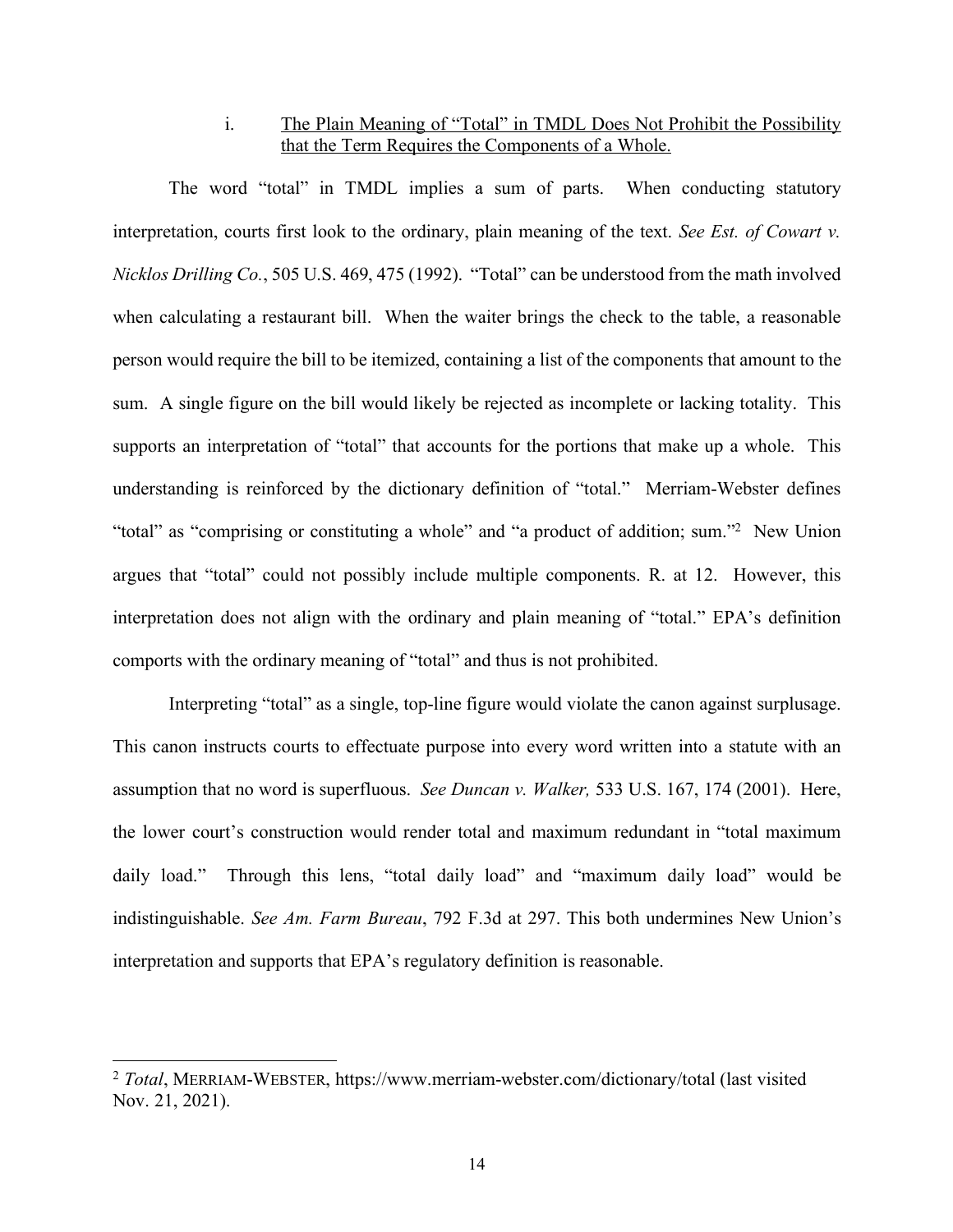#### i. The Plain Meaning of "Total" in TMDL Does Not Prohibit the Possibility that the Term Requires the Components of a Whole.

The word "total" in TMDL implies a sum of parts. When conducting statutory interpretation, courts first look to the ordinary, plain meaning of the text. *See Est. of Cowart v. Nicklos Drilling Co.*, 505 U.S. 469, 475 (1992). "Total" can be understood from the math involved when calculating a restaurant bill. When the waiter brings the check to the table, a reasonable person would require the bill to be itemized, containing a list of the components that amount to the sum. A single figure on the bill would likely be rejected as incomplete or lacking totality. This supports an interpretation of "total" that accounts for the portions that make up a whole. This understanding is reinforced by the dictionary definition of "total." Merriam-Webster defines "total" as "comprising or constituting a whole" and "a product of addition; sum."[2] New Union argues that "total" could not possibly include multiple components. R. at 12. However, this interpretation does not align with the ordinary and plain meaning of "total." EPA's definition comports with the ordinary meaning of "total" and thus is not prohibited.

Interpreting "total" as a single, top-line figure would violate the canon against surplusage. This canon instructs courts to effectuate purpose into every word written into a statute with an assumption that no word is superfluous. *See Duncan v. Walker,* 533 U.S. 167, 174 (2001). Here, the lower court's construction would render total and maximum redundant in "total maximum daily load." Through this lens, "total daily load" and "maximum daily load" would be indistinguishable. *See Am. Farm Bureau*, 792 F.3d at 297. This both undermines New Union's interpretation and supports that EPA's regulatory definition is reasonable.

---

[2] *Total*, MERRIAM-WEBSTER, https://www.merriam-webster.com/dictionary/total (last visited Nov. 21, 2021).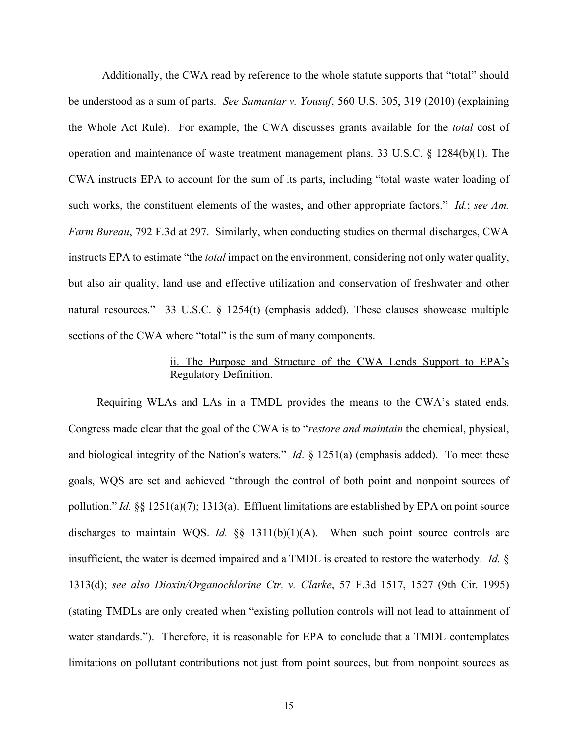Additionally, the CWA read by reference to the whole statute supports that "total" should be understood as a sum of parts. *See Samantar v. Yousuf*, 560 U.S. 305, 319 (2010) (explaining the Whole Act Rule). For example, the CWA discusses grants available for the *total* cost of operation and maintenance of waste treatment management plans. 33 U.S.C. § 1284(b)(1). The CWA instructs EPA to account for the sum of its parts, including "total waste water loading of such works, the constituent elements of the wastes, and other appropriate factors." *Id.*; *see Am. Farm Bureau*, 792 F.3d at 297. Similarly, when conducting studies on thermal discharges, CWA instructs EPA to estimate "the *total* impact on the environment, considering not only water quality, but also air quality, land use and effective utilization and conservation of freshwater and other natural resources." 33 U.S.C. § 1254(t) (emphasis added). These clauses showcase multiple sections of the CWA where "total" is the sum of many components.

<u>ii. The Purpose and Structure of the CWA Lends Support to EPA's Regulatory Definition.</u>

Requiring WLAs and LAs in a TMDL provides the means to the CWA's stated ends. Congress made clear that the goal of the CWA is to "*restore and maintain* the chemical, physical, and biological integrity of the Nation's waters." *Id*. § 1251(a) (emphasis added). To meet these goals, WQS are set and achieved "through the control of both point and nonpoint sources of pollution." *Id.* §§ 1251(a)(7); 1313(a). Effluent limitations are established by EPA on point source discharges to maintain WQS. *Id.* §§ 1311(b)(1)(A). When such point source controls are insufficient, the water is deemed impaired and a TMDL is created to restore the waterbody. *Id.* § 1313(d); *see also Dioxin/Organochlorine Ctr. v. Clarke*, 57 F.3d 1517, 1527 (9th Cir. 1995) (stating TMDLs are only created when "existing pollution controls will not lead to attainment of water standards."). Therefore, it is reasonable for EPA to conclude that a TMDL contemplates limitations on pollutant contributions not just from point sources, but from nonpoint sources as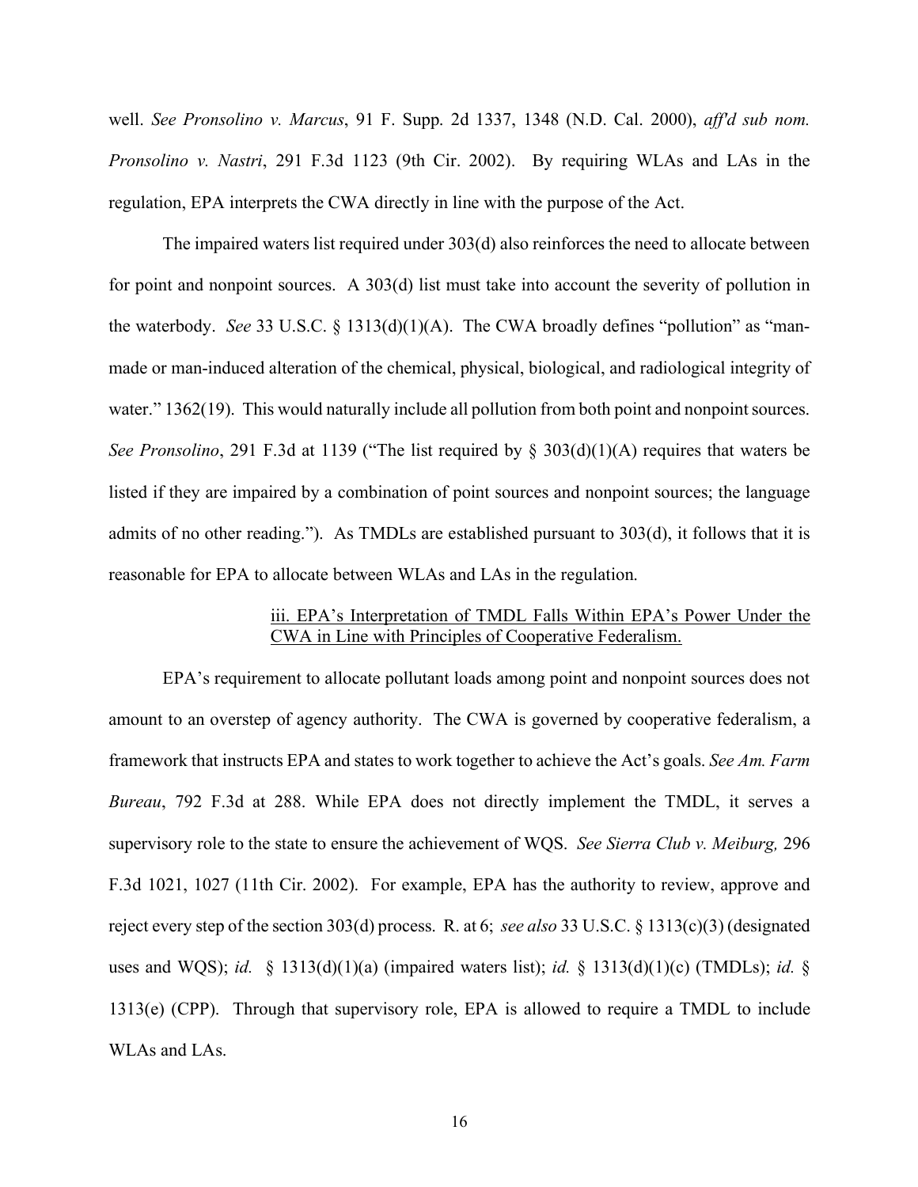well. *See Pronsolino v. Marcus*, 91 F. Supp. 2d 1337, 1348 (N.D. Cal. 2000), *aff'd sub nom. Pronsolino v. Nastri*, 291 F.3d 1123 (9th Cir. 2002). By requiring WLAs and LAs in the regulation, EPA interprets the CWA directly in line with the purpose of the Act.

The impaired waters list required under 303(d) also reinforces the need to allocate between for point and nonpoint sources. A 303(d) list must take into account the severity of pollution in the waterbody. *See* 33 U.S.C. § 1313(d)(1)(A). The CWA broadly defines "pollution" as "man-made or man-induced alteration of the chemical, physical, biological, and radiological integrity of water." 1362(19). This would naturally include all pollution from both point and nonpoint sources. *See Pronsolino*, 291 F.3d at 1139 ("The list required by § 303(d)(1)(A) requires that waters be listed if they are impaired by a combination of point sources and nonpoint sources; the language admits of no other reading."). As TMDLs are established pursuant to 303(d), it follows that it is reasonable for EPA to allocate between WLAs and LAs in the regulation.

<u>iii. EPA's Interpretation of TMDL Falls Within EPA's Power Under the CWA in Line with Principles of Cooperative Federalism.</u>

EPA's requirement to allocate pollutant loads among point and nonpoint sources does not amount to an overstep of agency authority. The CWA is governed by cooperative federalism, a framework that instructs EPA and states to work together to achieve the Act's goals. *See Am. Farm Bureau*, 792 F.3d at 288. While EPA does not directly implement the TMDL, it serves a supervisory role to the state to ensure the achievement of WQS. *See Sierra Club v. Meiburg,* 296 F.3d 1021, 1027 (11th Cir. 2002). For example, EPA has the authority to review, approve and reject every step of the section 303(d) process. R. at 6; *see also* 33 U.S.C. § 1313(c)(3) (designated uses and WQS); *id.* § 1313(d)(1)(a) (impaired waters list); *id.* § 1313(d)(1)(c) (TMDLs); *id.* § 1313(e) (CPP). Through that supervisory role, EPA is allowed to require a TMDL to include WLAs and LAs.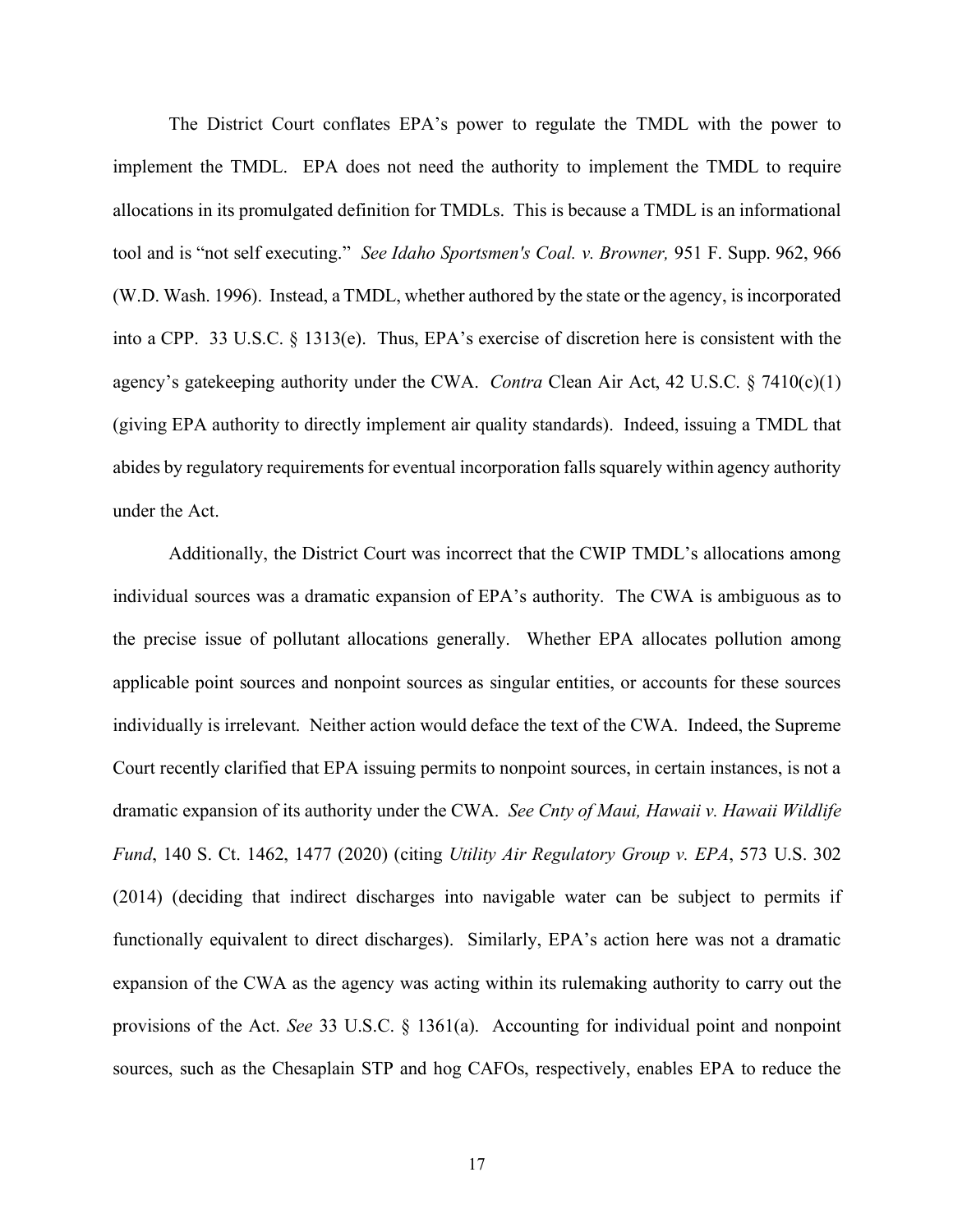The District Court conflates EPA's power to regulate the TMDL with the power to implement the TMDL. EPA does not need the authority to implement the TMDL to require allocations in its promulgated definition for TMDLs. This is because a TMDL is an informational tool and is "not self executing." *See Idaho Sportsmen's Coal. v. Browner,* 951 F. Supp. 962, 966 (W.D. Wash. 1996). Instead, a TMDL, whether authored by the state or the agency, is incorporated into a CPP. 33 U.S.C. § 1313(e). Thus, EPA's exercise of discretion here is consistent with the agency's gatekeeping authority under the CWA. *Contra* Clean Air Act, 42 U.S.C. § 7410(c)(1) (giving EPA authority to directly implement air quality standards). Indeed, issuing a TMDL that abides by regulatory requirements for eventual incorporation falls squarely within agency authority under the Act.

Additionally, the District Court was incorrect that the CWIP TMDL's allocations among individual sources was a dramatic expansion of EPA's authority. The CWA is ambiguous as to the precise issue of pollutant allocations generally. Whether EPA allocates pollution among applicable point sources and nonpoint sources as singular entities, or accounts for these sources individually is irrelevant. Neither action would deface the text of the CWA. Indeed, the Supreme Court recently clarified that EPA issuing permits to nonpoint sources, in certain instances, is not a dramatic expansion of its authority under the CWA. *See Cnty of Maui, Hawaii v. Hawaii Wildlife Fund*, 140 S. Ct. 1462, 1477 (2020) (citing *Utility Air Regulatory Group v. EPA*, 573 U.S. 302 (2014) (deciding that indirect discharges into navigable water can be subject to permits if functionally equivalent to direct discharges). Similarly, EPA's action here was not a dramatic expansion of the CWA as the agency was acting within its rulemaking authority to carry out the provisions of the Act. *See* 33 U.S.C. § 1361(a). Accounting for individual point and nonpoint sources, such as the Chesaplain STP and hog CAFOs, respectively, enables EPA to reduce the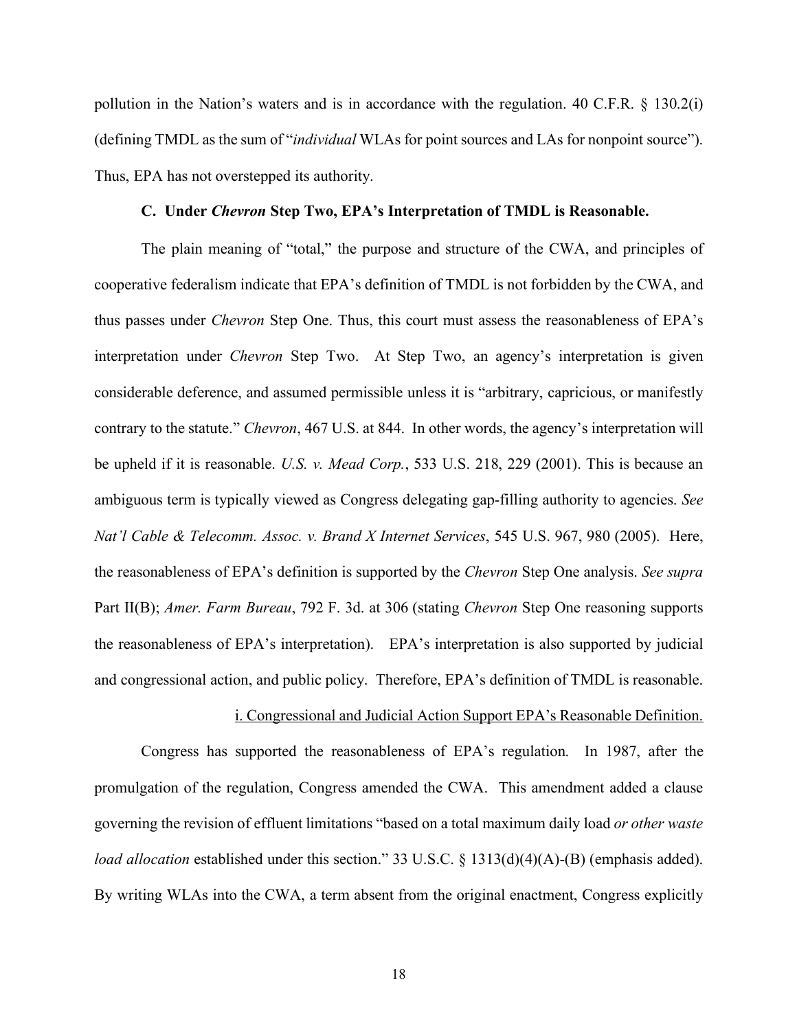pollution in the Nation's waters and is in accordance with the regulation. 40 C.F.R. § 130.2(i) (defining TMDL as the sum of "*individual* WLAs for point sources and LAs for nonpoint source"). Thus, EPA has not overstepped its authority.

### C. Under *Chevron* Step Two, EPA's Interpretation of TMDL is Reasonable.

The plain meaning of "total," the purpose and structure of the CWA, and principles of cooperative federalism indicate that EPA's definition of TMDL is not forbidden by the CWA, and thus passes under *Chevron* Step One. Thus, this court must assess the reasonableness of EPA's interpretation under *Chevron* Step Two. At Step Two, an agency's interpretation is given considerable deference, and assumed permissible unless it is "arbitrary, capricious, or manifestly contrary to the statute." *Chevron*, 467 U.S. at 844. In other words, the agency's interpretation will be upheld if it is reasonable. *U.S. v. Mead Corp.*, 533 U.S. 218, 229 (2001). This is because an ambiguous term is typically viewed as Congress delegating gap-filling authority to agencies. *See Nat'l Cable & Telecomm. Assoc. v. Brand X Internet Services*, 545 U.S. 967, 980 (2005). Here, the reasonableness of EPA's definition is supported by the *Chevron* Step One analysis. *See supra* Part II(B); *Amer. Farm Bureau*, 792 F. 3d. at 306 (stating *Chevron* Step One reasoning supports the reasonableness of EPA's interpretation). EPA's interpretation is also supported by judicial and congressional action, and public policy. Therefore, EPA's definition of TMDL is reasonable.

<u>i. Congressional and Judicial Action Support EPA's Reasonable Definition.</u>

Congress has supported the reasonableness of EPA's regulation. In 1987, after the promulgation of the regulation, Congress amended the CWA. This amendment added a clause governing the revision of effluent limitations "based on a total maximum daily load *or other waste load allocation* established under this section." 33 U.S.C. § 1313(d)(4)(A)-(B) (emphasis added). By writing WLAs into the CWA, a term absent from the original enactment, Congress explicitly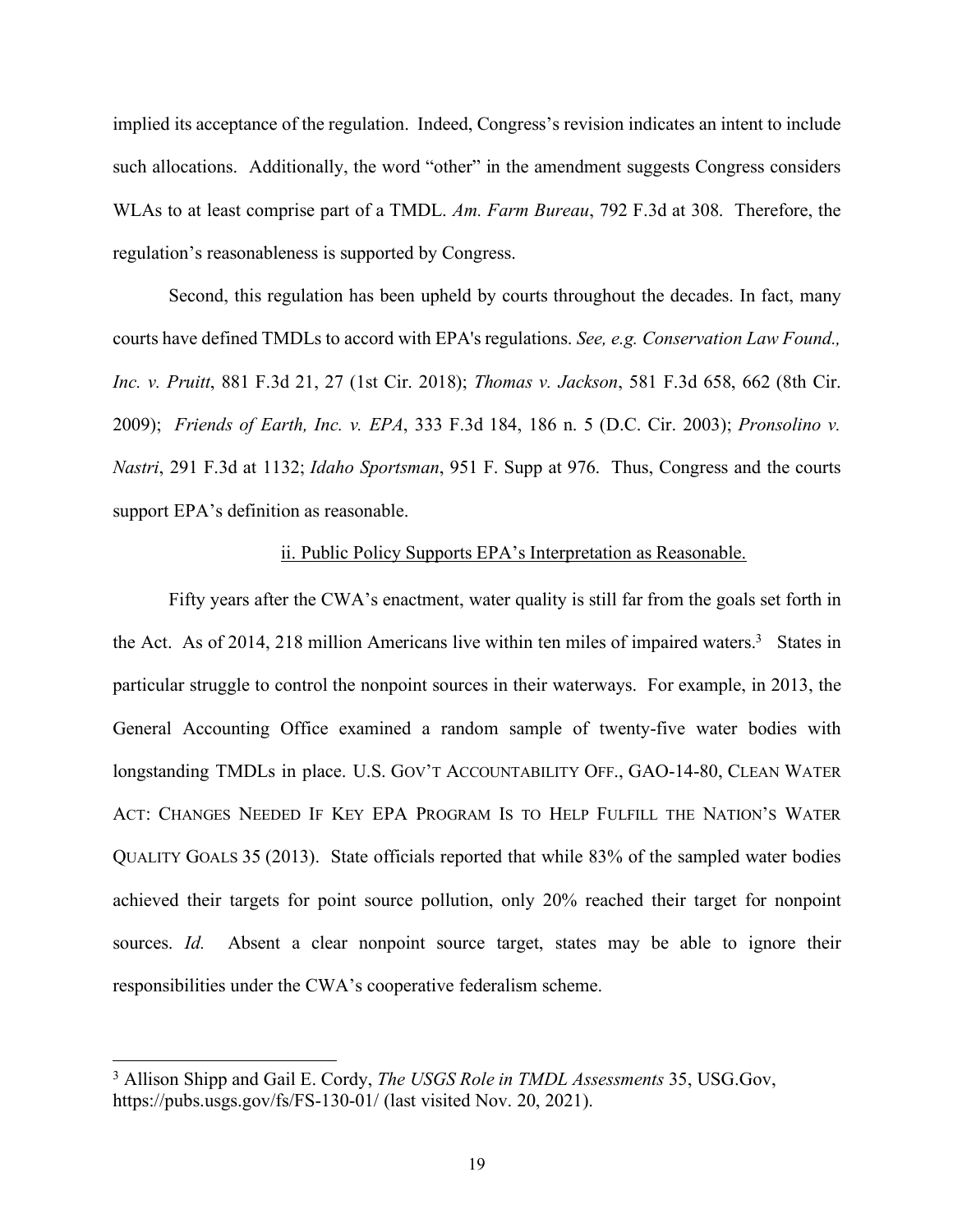implied its acceptance of the regulation. Indeed, Congress's revision indicates an intent to include such allocations. Additionally, the word "other" in the amendment suggests Congress considers WLAs to at least comprise part of a TMDL. *Am. Farm Bureau*, 792 F.3d at 308. Therefore, the regulation's reasonableness is supported by Congress.

Second, this regulation has been upheld by courts throughout the decades. In fact, many courts have defined TMDLs to accord with EPA's regulations. *See, e.g. Conservation Law Found., Inc. v. Pruitt*, 881 F.3d 21, 27 (1st Cir. 2018); *Thomas v. Jackson*, 581 F.3d 658, 662 (8th Cir. 2009); *Friends of Earth, Inc. v. EPA*, 333 F.3d 184, 186 n. 5 (D.C. Cir. 2003); *Pronsolino v. Nastri*, 291 F.3d at 1132; *Idaho Sportsman*, 951 F. Supp at 976. Thus, Congress and the courts support EPA's definition as reasonable.

<u>ii. Public Policy Supports EPA's Interpretation as Reasonable.</u>

Fifty years after the CWA's enactment, water quality is still far from the goals set forth in the Act. As of 2014, 218 million Americans live within ten miles of impaired waters.[3] States in particular struggle to control the nonpoint sources in their waterways. For example, in 2013, the General Accounting Office examined a random sample of twenty-five water bodies with longstanding TMDLs in place. U.S. GOV'T ACCOUNTABILITY OFF., GAO-14-80, CLEAN WATER ACT: CHANGES NEEDED IF KEY EPA PROGRAM IS TO HELP FULFILL THE NATION'S WATER QUALITY GOALS 35 (2013). State officials reported that while 83% of the sampled water bodies achieved their targets for point source pollution, only 20% reached their target for nonpoint sources. *Id.* Absent a clear nonpoint source target, states may be able to ignore their responsibilities under the CWA's cooperative federalism scheme.

---

[3] Allison Shipp and Gail E. Cordy, *The USGS Role in TMDL Assessments* 35, USG.Gov, https://pubs.usgs.gov/fs/FS-130-01/ (last visited Nov. 20, 2021).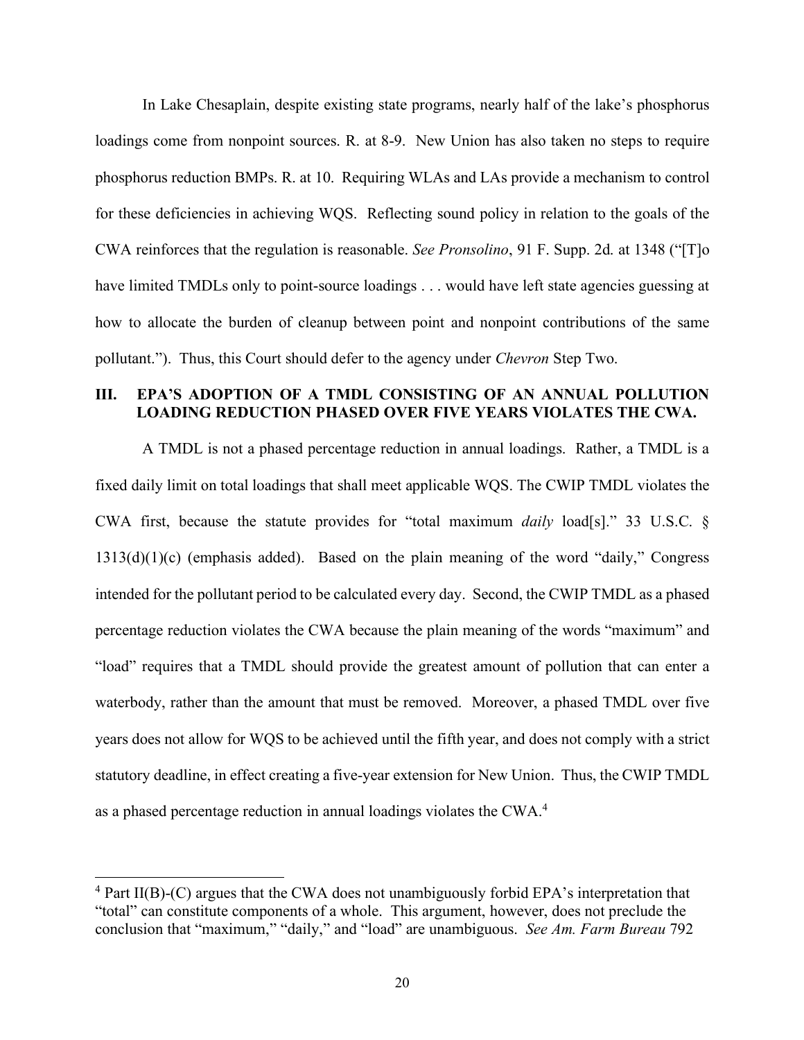In Lake Chesaplain, despite existing state programs, nearly half of the lake's phosphorus loadings come from nonpoint sources. R. at 8-9. New Union has also taken no steps to require phosphorus reduction BMPs. R. at 10. Requiring WLAs and LAs provide a mechanism to control for these deficiencies in achieving WQS. Reflecting sound policy in relation to the goals of the CWA reinforces that the regulation is reasonable. *See Pronsolino*, 91 F. Supp. 2d. at 1348 ("[T]o have limited TMDLs only to point-source loadings . . . would have left state agencies guessing at how to allocate the burden of cleanup between point and nonpoint contributions of the same pollutant."). Thus, this Court should defer to the agency under *Chevron* Step Two.

## III. EPA'S ADOPTION OF A TMDL CONSISTING OF AN ANNUAL POLLUTION LOADING REDUCTION PHASED OVER FIVE YEARS VIOLATES THE CWA.

A TMDL is not a phased percentage reduction in annual loadings. Rather, a TMDL is a fixed daily limit on total loadings that shall meet applicable WQS. The CWIP TMDL violates the CWA first, because the statute provides for "total maximum *daily* load[s]." 33 U.S.C. § 1313(d)(1)(c) (emphasis added). Based on the plain meaning of the word "daily," Congress intended for the pollutant period to be calculated every day. Second, the CWIP TMDL as a phased percentage reduction violates the CWA because the plain meaning of the words "maximum" and "load" requires that a TMDL should provide the greatest amount of pollution that can enter a waterbody, rather than the amount that must be removed. Moreover, a phased TMDL over five years does not allow for WQS to be achieved until the fifth year, and does not comply with a strict statutory deadline, in effect creating a five-year extension for New Union. Thus, the CWIP TMDL as a phased percentage reduction in annual loadings violates the CWA.[4]

---

[4] Part II(B)-(C) argues that the CWA does not unambiguously forbid EPA's interpretation that "total" can constitute components of a whole. This argument, however, does not preclude the conclusion that "maximum," "daily," and "load" are unambiguous. *See Am. Farm Bureau* 792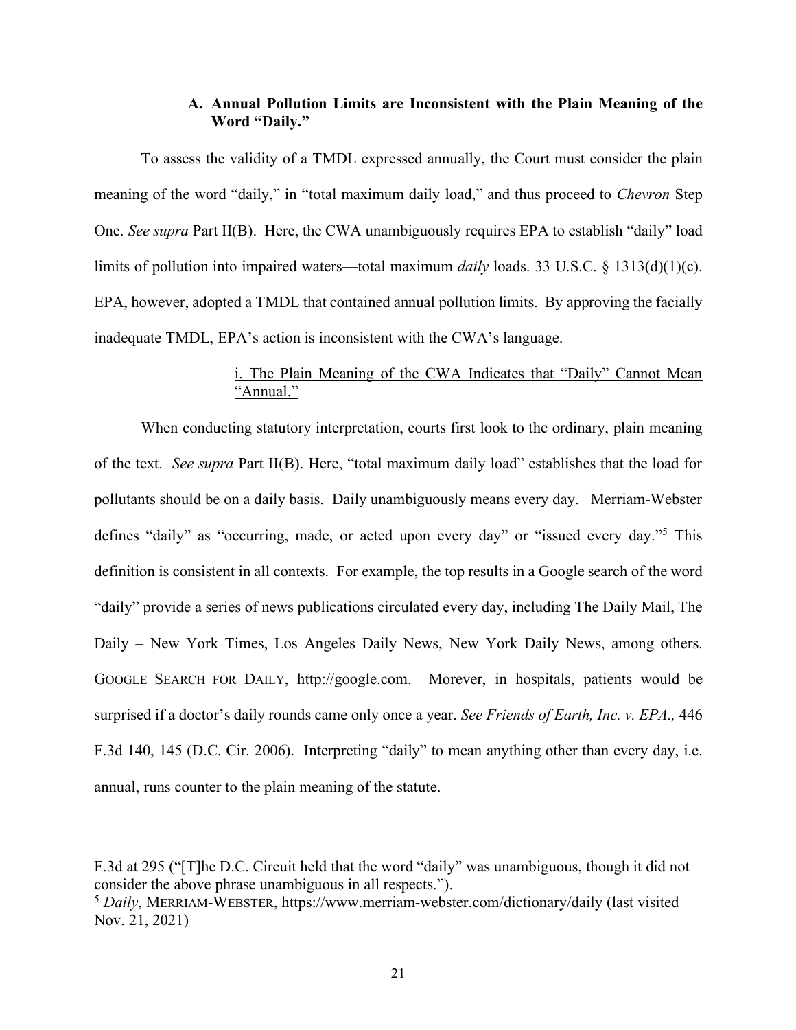### A. Annual Pollution Limits are Inconsistent with the Plain Meaning of the Word "Daily."

To assess the validity of a TMDL expressed annually, the Court must consider the plain meaning of the word "daily," in "total maximum daily load," and thus proceed to *Chevron* Step One. *See supra* Part II(B). Here, the CWA unambiguously requires EPA to establish "daily" load limits of pollution into impaired waters—total maximum *daily* loads. 33 U.S.C. § 1313(d)(1)(c). EPA, however, adopted a TMDL that contained annual pollution limits. By approving the facially inadequate TMDL, EPA's action is inconsistent with the CWA's language.

<u>i. The Plain Meaning of the CWA Indicates that "Daily" Cannot Mean "Annual."</u>

When conducting statutory interpretation, courts first look to the ordinary, plain meaning of the text. *See supra* Part II(B). Here, "total maximum daily load" establishes that the load for pollutants should be on a daily basis. Daily unambiguously means every day. Merriam-Webster defines "daily" as "occurring, made, or acted upon every day" or "issued every day."[5] This definition is consistent in all contexts. For example, the top results in a Google search of the word "daily" provide a series of news publications circulated every day, including The Daily Mail, The Daily – New York Times, Los Angeles Daily News, New York Daily News, among others. GOOGLE SEARCH FOR DAILY, http://google.com. Morever, in hospitals, patients would be surprised if a doctor's daily rounds came only once a year. *See Friends of Earth, Inc. v. EPA.,* 446 F.3d 140, 145 (D.C. Cir. 2006). Interpreting "daily" to mean anything other than every day, i.e. annual, runs counter to the plain meaning of the statute.

---

F.3d at 295 ("[T]he D.C. Circuit held that the word "daily" was unambiguous, though it did not consider the above phrase unambiguous in all respects.").

[5] *Daily*, MERRIAM-WEBSTER, https://www.merriam-webster.com/dictionary/daily (last visited Nov. 21, 2021)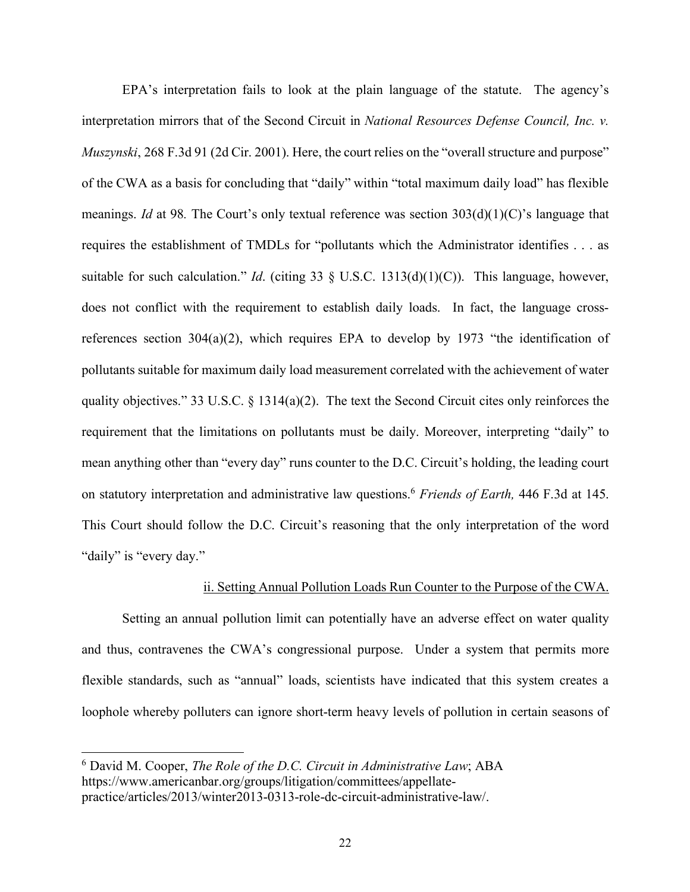EPA's interpretation fails to look at the plain language of the statute. The agency's interpretation mirrors that of the Second Circuit in *National Resources Defense Council, Inc. v. Muszynski*, 268 F.3d 91 (2d Cir. 2001). Here, the court relies on the "overall structure and purpose" of the CWA as a basis for concluding that "daily" within "total maximum daily load" has flexible meanings. *Id* at 98. The Court's only textual reference was section 303(d)(1)(C)'s language that requires the establishment of TMDLs for "pollutants which the Administrator identifies . . . as suitable for such calculation." *Id*. (citing 33 § U.S.C. 1313(d)(1)(C)). This language, however, does not conflict with the requirement to establish daily loads. In fact, the language cross-references section 304(a)(2), which requires EPA to develop by 1973 "the identification of pollutants suitable for maximum daily load measurement correlated with the achievement of water quality objectives." 33 U.S.C. § 1314(a)(2). The text the Second Circuit cites only reinforces the requirement that the limitations on pollutants must be daily. Moreover, interpreting "daily" to mean anything other than "every day" runs counter to the D.C. Circuit's holding, the leading court on statutory interpretation and administrative law questions.[6] *Friends of Earth,* 446 F.3d at 145. This Court should follow the D.C. Circuit's reasoning that the only interpretation of the word "daily" is "every day."

ii. Setting Annual Pollution Loads Run Counter to the Purpose of the CWA.

Setting an annual pollution limit can potentially have an adverse effect on water quality and thus, contravenes the CWA's congressional purpose. Under a system that permits more flexible standards, such as "annual" loads, scientists have indicated that this system creates a loophole whereby polluters can ignore short-term heavy levels of pollution in certain seasons of

---

[6] David M. Cooper, *The Role of the D.C. Circuit in Administrative Law*; ABA https://www.americanbar.org/groups/litigation/committees/appellate-practice/articles/2013/winter2013-0313-role-dc-circuit-administrative-law/.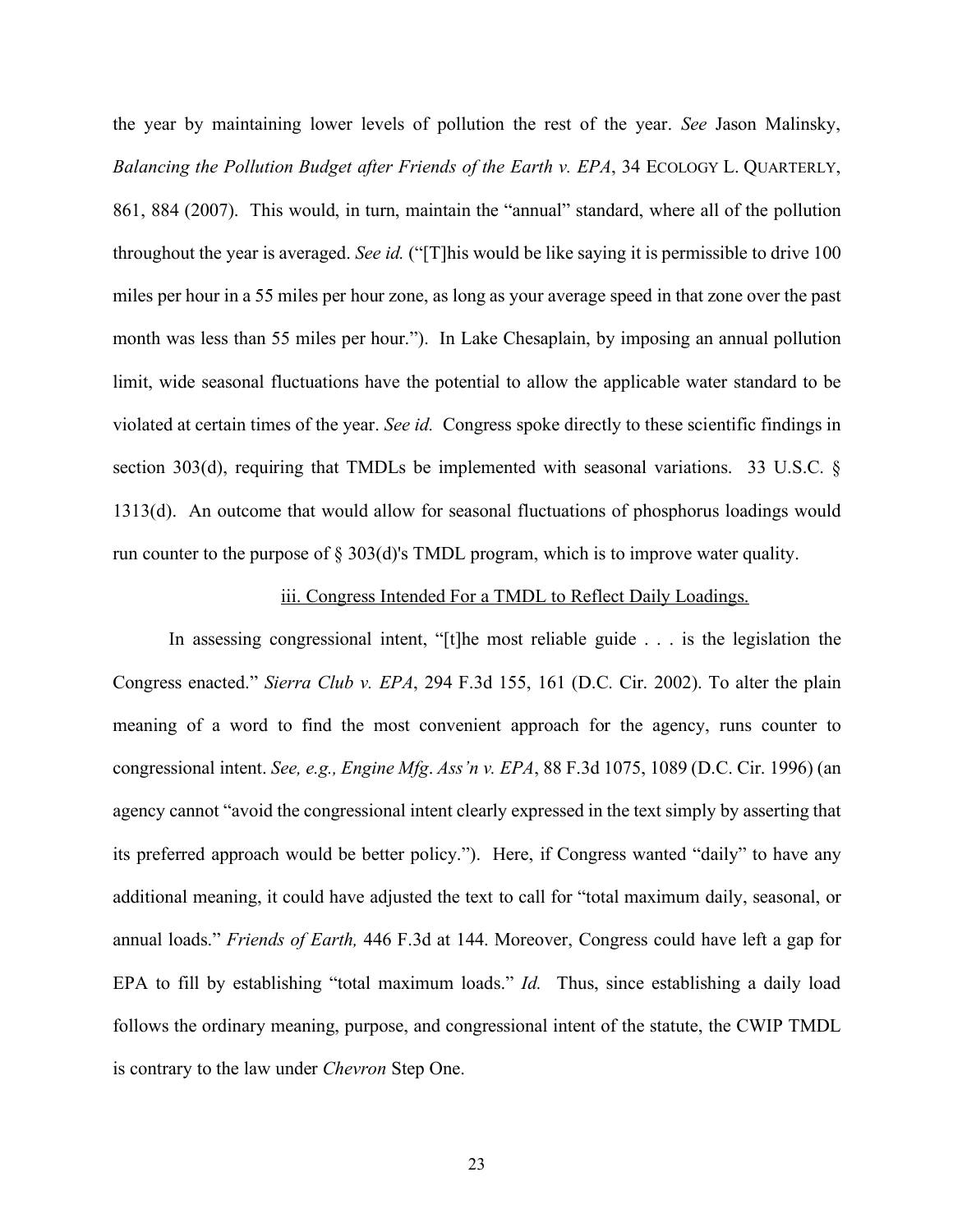the year by maintaining lower levels of pollution the rest of the year. *See* Jason Malinsky, *Balancing the Pollution Budget after Friends of the Earth v. EPA*, 34 ECOLOGY L. QUARTERLY, 861, 884 (2007). This would, in turn, maintain the "annual" standard, where all of the pollution throughout the year is averaged. *See id.* ("[T]his would be like saying it is permissible to drive 100 miles per hour in a 55 miles per hour zone, as long as your average speed in that zone over the past month was less than 55 miles per hour."). In Lake Chesaplain, by imposing an annual pollution limit, wide seasonal fluctuations have the potential to allow the applicable water standard to be violated at certain times of the year. *See id.* Congress spoke directly to these scientific findings in section 303(d), requiring that TMDLs be implemented with seasonal variations. 33 U.S.C. § 1313(d). An outcome that would allow for seasonal fluctuations of phosphorus loadings would run counter to the purpose of § 303(d)'s TMDL program, which is to improve water quality.

<u>iii. Congress Intended For a TMDL to Reflect Daily Loadings.</u>

In assessing congressional intent, "[t]he most reliable guide . . . is the legislation the Congress enacted." *Sierra Club v. EPA*, 294 F.3d 155, 161 (D.C. Cir. 2002). To alter the plain meaning of a word to find the most convenient approach for the agency, runs counter to congressional intent. *See, e.g., Engine Mfg. Ass'n v. EPA*, 88 F.3d 1075, 1089 (D.C. Cir. 1996) (an agency cannot "avoid the congressional intent clearly expressed in the text simply by asserting that its preferred approach would be better policy."). Here, if Congress wanted "daily" to have any additional meaning, it could have adjusted the text to call for "total maximum daily, seasonal, or annual loads." *Friends of Earth,* 446 F.3d at 144. Moreover, Congress could have left a gap for EPA to fill by establishing "total maximum loads." *Id.* Thus, since establishing a daily load follows the ordinary meaning, purpose, and congressional intent of the statute, the CWIP TMDL is contrary to the law under *Chevron* Step One.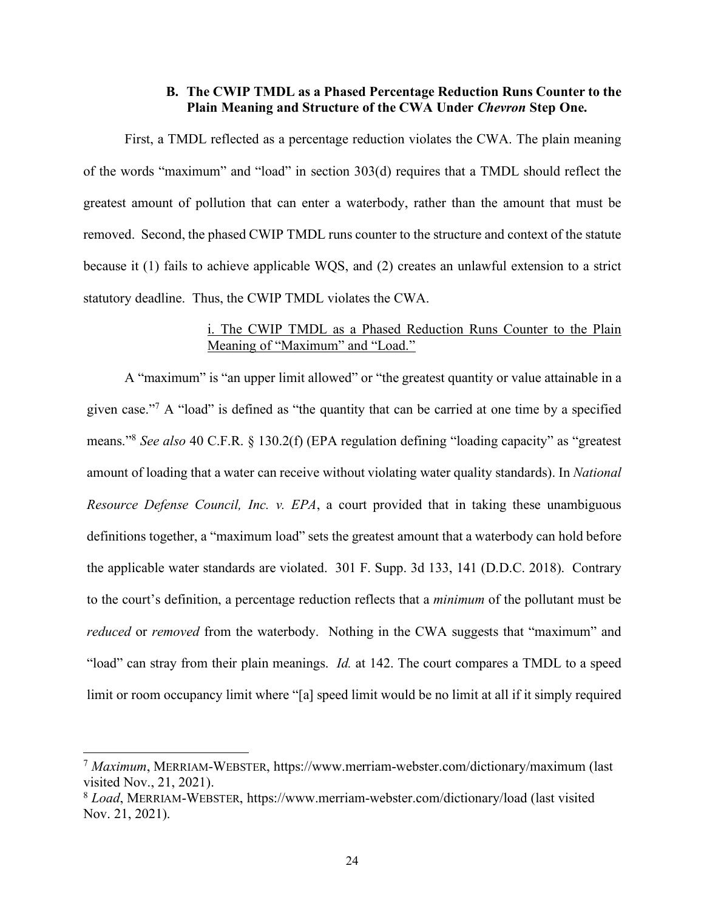### B. The CWIP TMDL as a Phased Percentage Reduction Runs Counter to the Plain Meaning and Structure of the CWA Under *Chevron* Step One.

First, a TMDL reflected as a percentage reduction violates the CWA. The plain meaning of the words "maximum" and "load" in section 303(d) requires that a TMDL should reflect the greatest amount of pollution that can enter a waterbody, rather than the amount that must be removed. Second, the phased CWIP TMDL runs counter to the structure and context of the statute because it (1) fails to achieve applicable WQS, and (2) creates an unlawful extension to a strict statutory deadline. Thus, the CWIP TMDL violates the CWA.

#### i. The CWIP TMDL as a Phased Reduction Runs Counter to the Plain Meaning of "Maximum" and "Load."

A "maximum" is "an upper limit allowed" or "the greatest quantity or value attainable in a given case."[7] A "load" is defined as "the quantity that can be carried at one time by a specified means."[8] *See also* 40 C.F.R. § 130.2(f) (EPA regulation defining "loading capacity" as "greatest amount of loading that a water can receive without violating water quality standards). In *National Resource Defense Council, Inc. v. EPA*, a court provided that in taking these unambiguous definitions together, a "maximum load" sets the greatest amount that a waterbody can hold before the applicable water standards are violated. 301 F. Supp. 3d 133, 141 (D.D.C. 2018). Contrary to the court's definition, a percentage reduction reflects that a *minimum* of the pollutant must be *reduced* or *removed* from the waterbody. Nothing in the CWA suggests that "maximum" and "load" can stray from their plain meanings. *Id.* at 142. The court compares a TMDL to a speed limit or room occupancy limit where "[a] speed limit would be no limit at all if it simply required

---

[7] *Maximum*, MERRIAM-WEBSTER, https://www.merriam-webster.com/dictionary/maximum (last visited Nov., 21, 2021).

[8] *Load*, MERRIAM-WEBSTER, https://www.merriam-webster.com/dictionary/load (last visited Nov. 21, 2021).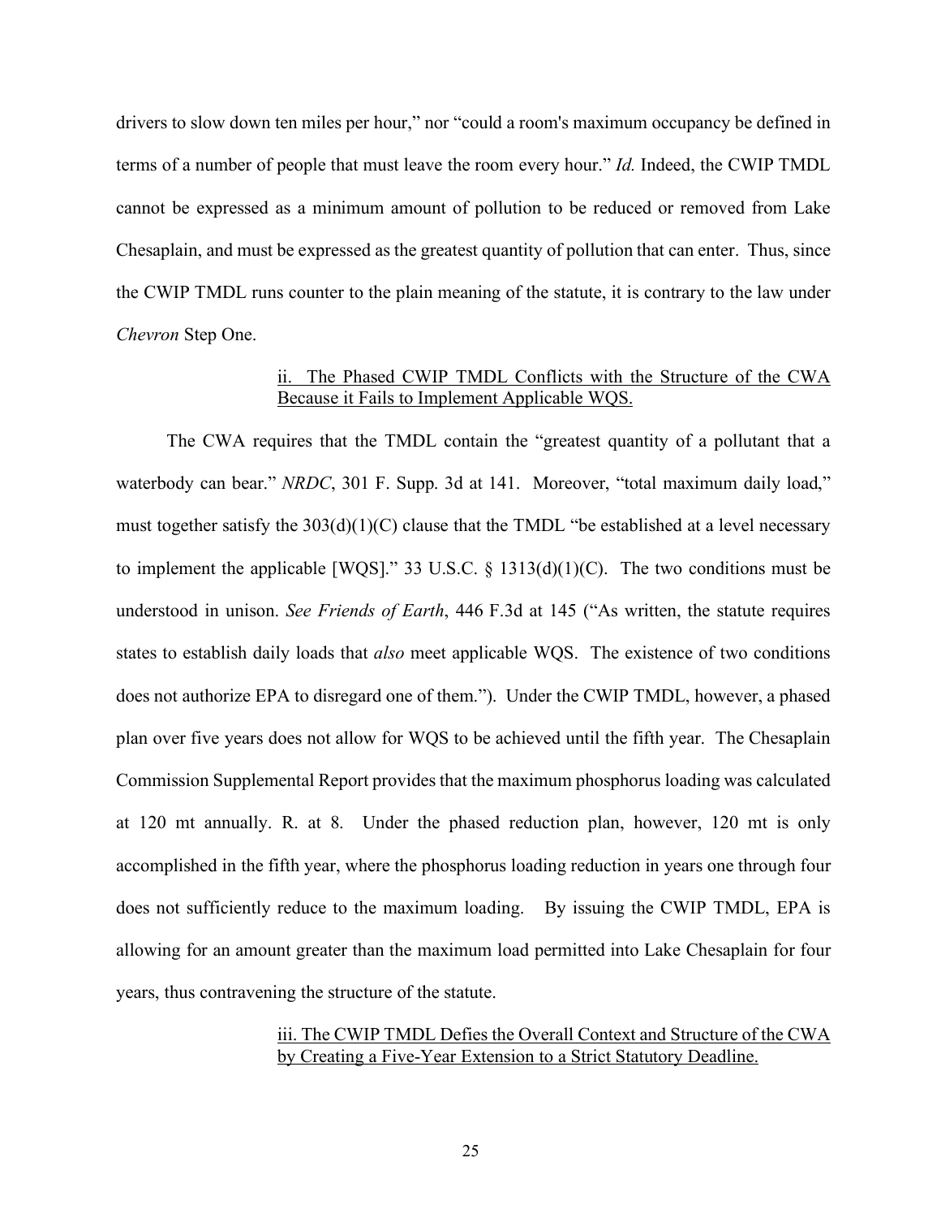drivers to slow down ten miles per hour," nor "could a room's maximum occupancy be defined in terms of a number of people that must leave the room every hour." *Id.* Indeed, the CWIP TMDL cannot be expressed as a minimum amount of pollution to be reduced or removed from Lake Chesaplain, and must be expressed as the greatest quantity of pollution that can enter. Thus, since the CWIP TMDL runs counter to the plain meaning of the statute, it is contrary to the law under *Chevron* Step One.

<u>ii. The Phased CWIP TMDL Conflicts with the Structure of the CWA Because it Fails to Implement Applicable WQS.</u>

The CWA requires that the TMDL contain the "greatest quantity of a pollutant that a waterbody can bear." *NRDC*, 301 F. Supp. 3d at 141. Moreover, "total maximum daily load," must together satisfy the 303(d)(1)(C) clause that the TMDL "be established at a level necessary to implement the applicable [WQS]." 33 U.S.C. § 1313(d)(1)(C). The two conditions must be understood in unison. *See Friends of Earth*, 446 F.3d at 145 ("As written, the statute requires states to establish daily loads that *also* meet applicable WQS. The existence of two conditions does not authorize EPA to disregard one of them."). Under the CWIP TMDL, however, a phased plan over five years does not allow for WQS to be achieved until the fifth year. The Chesaplain Commission Supplemental Report provides that the maximum phosphorus loading was calculated at 120 mt annually. R. at 8. Under the phased reduction plan, however, 120 mt is only accomplished in the fifth year, where the phosphorus loading reduction in years one through four does not sufficiently reduce to the maximum loading. By issuing the CWIP TMDL, EPA is allowing for an amount greater than the maximum load permitted into Lake Chesaplain for four years, thus contravening the structure of the statute.

<u>iii. The CWIP TMDL Defies the Overall Context and Structure of the CWA by Creating a Five-Year Extension to a Strict Statutory Deadline.</u>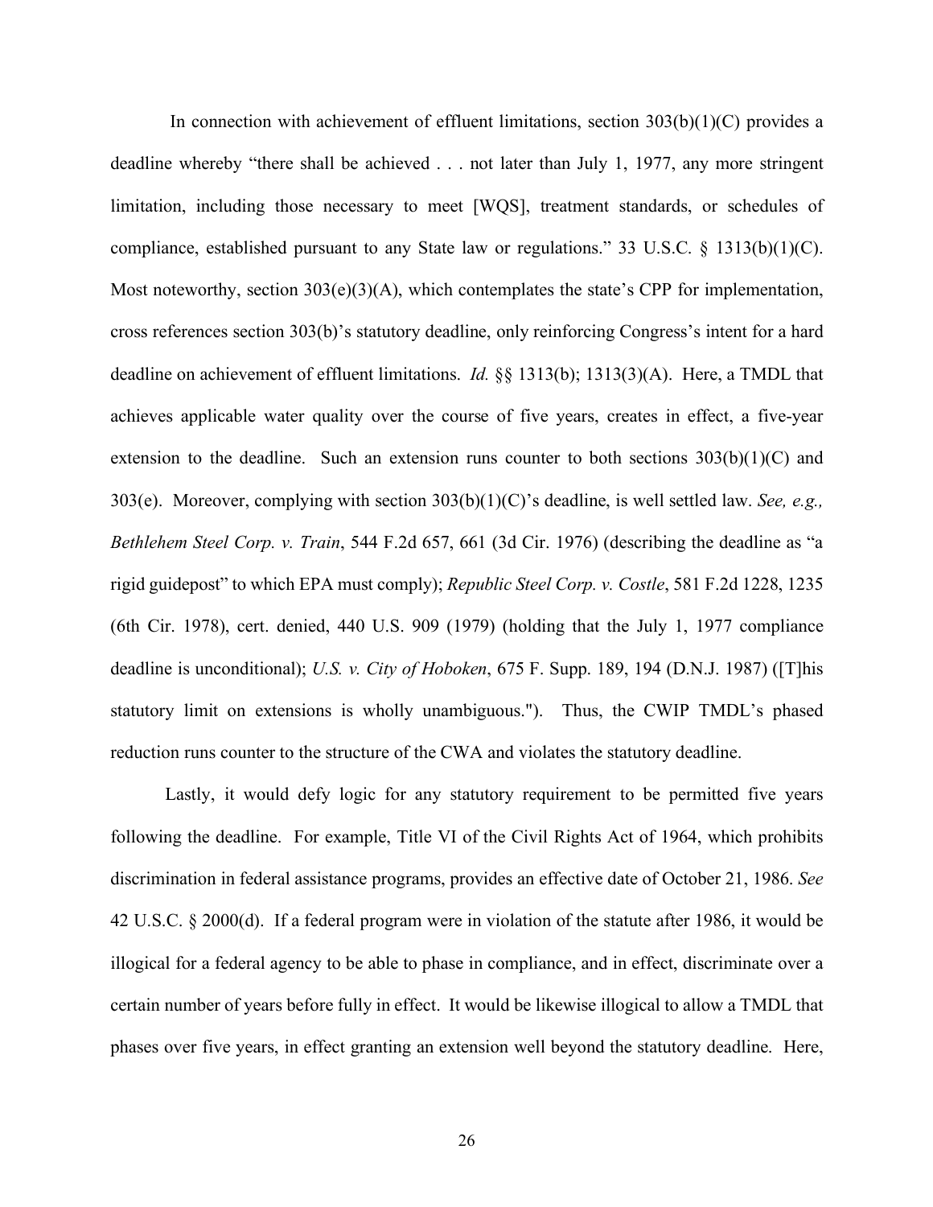In connection with achievement of effluent limitations, section 303(b)(1)(C) provides a deadline whereby "there shall be achieved . . . not later than July 1, 1977, any more stringent limitation, including those necessary to meet [WQS], treatment standards, or schedules of compliance, established pursuant to any State law or regulations." 33 U.S.C. § 1313(b)(1)(C). Most noteworthy, section 303(e)(3)(A), which contemplates the state's CPP for implementation, cross references section 303(b)'s statutory deadline, only reinforcing Congress's intent for a hard deadline on achievement of effluent limitations. *Id.* §§ 1313(b); 1313(3)(A). Here, a TMDL that achieves applicable water quality over the course of five years, creates in effect, a five-year extension to the deadline. Such an extension runs counter to both sections 303(b)(1)(C) and 303(e). Moreover, complying with section 303(b)(1)(C)'s deadline, is well settled law. *See, e.g., Bethlehem Steel Corp. v. Train*, 544 F.2d 657, 661 (3d Cir. 1976) (describing the deadline as "a rigid guidepost" to which EPA must comply); *Republic Steel Corp. v. Costle*, 581 F.2d 1228, 1235 (6th Cir. 1978), cert. denied, 440 U.S. 909 (1979) (holding that the July 1, 1977 compliance deadline is unconditional); *U.S. v. City of Hoboken*, 675 F. Supp. 189, 194 (D.N.J. 1987) ([T]his statutory limit on extensions is wholly unambiguous."). Thus, the CWIP TMDL's phased reduction runs counter to the structure of the CWA and violates the statutory deadline.

Lastly, it would defy logic for any statutory requirement to be permitted five years following the deadline. For example, Title VI of the Civil Rights Act of 1964, which prohibits discrimination in federal assistance programs, provides an effective date of October 21, 1986. *See* 42 U.S.C. § 2000(d). If a federal program were in violation of the statute after 1986, it would be illogical for a federal agency to be able to phase in compliance, and in effect, discriminate over a certain number of years before fully in effect. It would be likewise illogical to allow a TMDL that phases over five years, in effect granting an extension well beyond the statutory deadline. Here,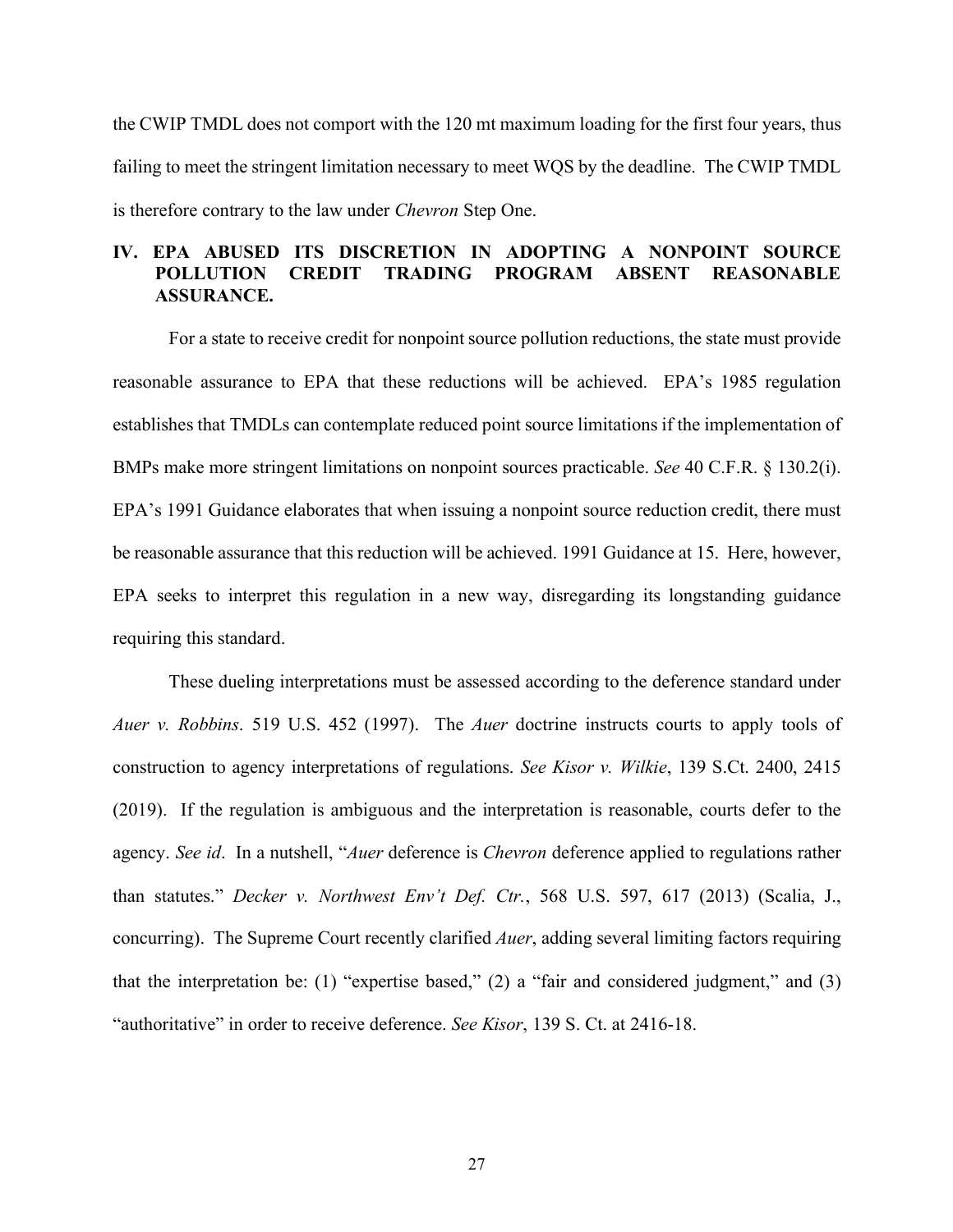the CWIP TMDL does not comport with the 120 mt maximum loading for the first four years, thus failing to meet the stringent limitation necessary to meet WQS by the deadline. The CWIP TMDL is therefore contrary to the law under *Chevron* Step One.

## IV. EPA ABUSED ITS DISCRETION IN ADOPTING A NONPOINT SOURCE POLLUTION CREDIT TRADING PROGRAM ABSENT REASONABLE ASSURANCE.

For a state to receive credit for nonpoint source pollution reductions, the state must provide reasonable assurance to EPA that these reductions will be achieved. EPA's 1985 regulation establishes that TMDLs can contemplate reduced point source limitations if the implementation of BMPs make more stringent limitations on nonpoint sources practicable. *See* 40 C.F.R. § 130.2(i). EPA's 1991 Guidance elaborates that when issuing a nonpoint source reduction credit, there must be reasonable assurance that this reduction will be achieved. 1991 Guidance at 15. Here, however, EPA seeks to interpret this regulation in a new way, disregarding its longstanding guidance requiring this standard.

These dueling interpretations must be assessed according to the deference standard under *Auer v. Robbins*. 519 U.S. 452 (1997). The *Auer* doctrine instructs courts to apply tools of construction to agency interpretations of regulations. *See Kisor v. Wilkie*, 139 S.Ct. 2400, 2415 (2019). If the regulation is ambiguous and the interpretation is reasonable, courts defer to the agency. *See id*. In a nutshell, "*Auer* deference is *Chevron* deference applied to regulations rather than statutes." *Decker v. Northwest Env't Def. Ctr.*, 568 U.S. 597, 617 (2013) (Scalia, J., concurring). The Supreme Court recently clarified *Auer*, adding several limiting factors requiring that the interpretation be: (1) "expertise based," (2) a "fair and considered judgment," and (3) "authoritative" in order to receive deference. *See Kisor*, 139 S. Ct. at 2416-18.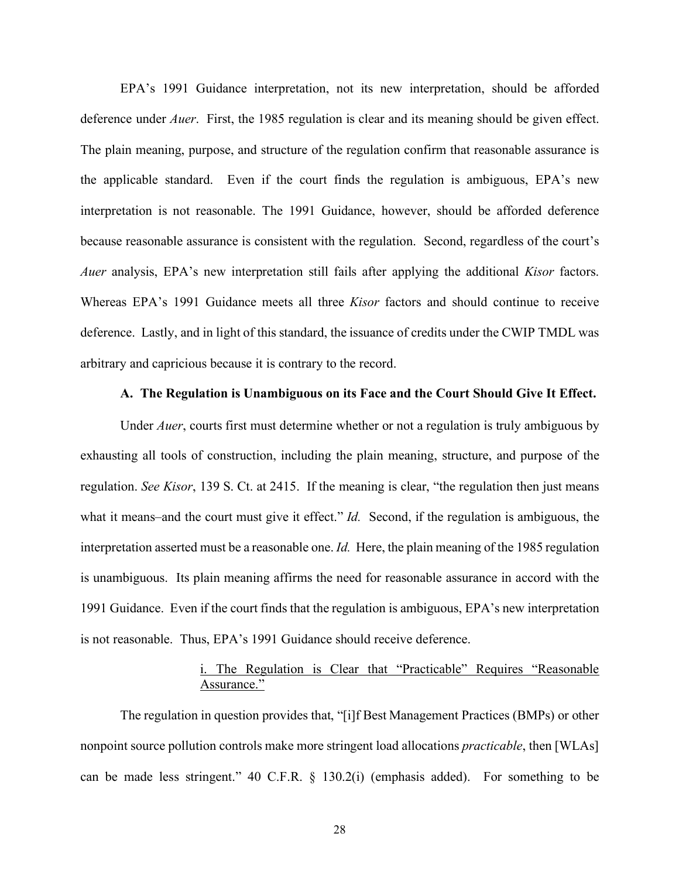EPA's 1991 Guidance interpretation, not its new interpretation, should be afforded deference under *Auer*. First, the 1985 regulation is clear and its meaning should be given effect. The plain meaning, purpose, and structure of the regulation confirm that reasonable assurance is the applicable standard. Even if the court finds the regulation is ambiguous, EPA's new interpretation is not reasonable. The 1991 Guidance, however, should be afforded deference because reasonable assurance is consistent with the regulation. Second, regardless of the court's *Auer* analysis, EPA's new interpretation still fails after applying the additional *Kisor* factors. Whereas EPA's 1991 Guidance meets all three *Kisor* factors and should continue to receive deference. Lastly, and in light of this standard, the issuance of credits under the CWIP TMDL was arbitrary and capricious because it is contrary to the record.

**A. The Regulation is Unambiguous on its Face and the Court Should Give It Effect.**

Under *Auer*, courts first must determine whether or not a regulation is truly ambiguous by exhausting all tools of construction, including the plain meaning, structure, and purpose of the regulation. *See Kisor*, 139 S. Ct. at 2415. If the meaning is clear, "the regulation then just means what it means–and the court must give it effect." *Id.* Second, if the regulation is ambiguous, the interpretation asserted must be a reasonable one. *Id.* Here, the plain meaning of the 1985 regulation is unambiguous. Its plain meaning affirms the need for reasonable assurance in accord with the 1991 Guidance. Even if the court finds that the regulation is ambiguous, EPA's new interpretation is not reasonable. Thus, EPA's 1991 Guidance should receive deference.

<u>i. The Regulation is Clear that "Practicable" Requires "Reasonable Assurance."</u>

The regulation in question provides that, "[i]f Best Management Practices (BMPs) or other nonpoint source pollution controls make more stringent load allocations *practicable*, then [WLAs] can be made less stringent." 40 C.F.R. § 130.2(i) (emphasis added). For something to be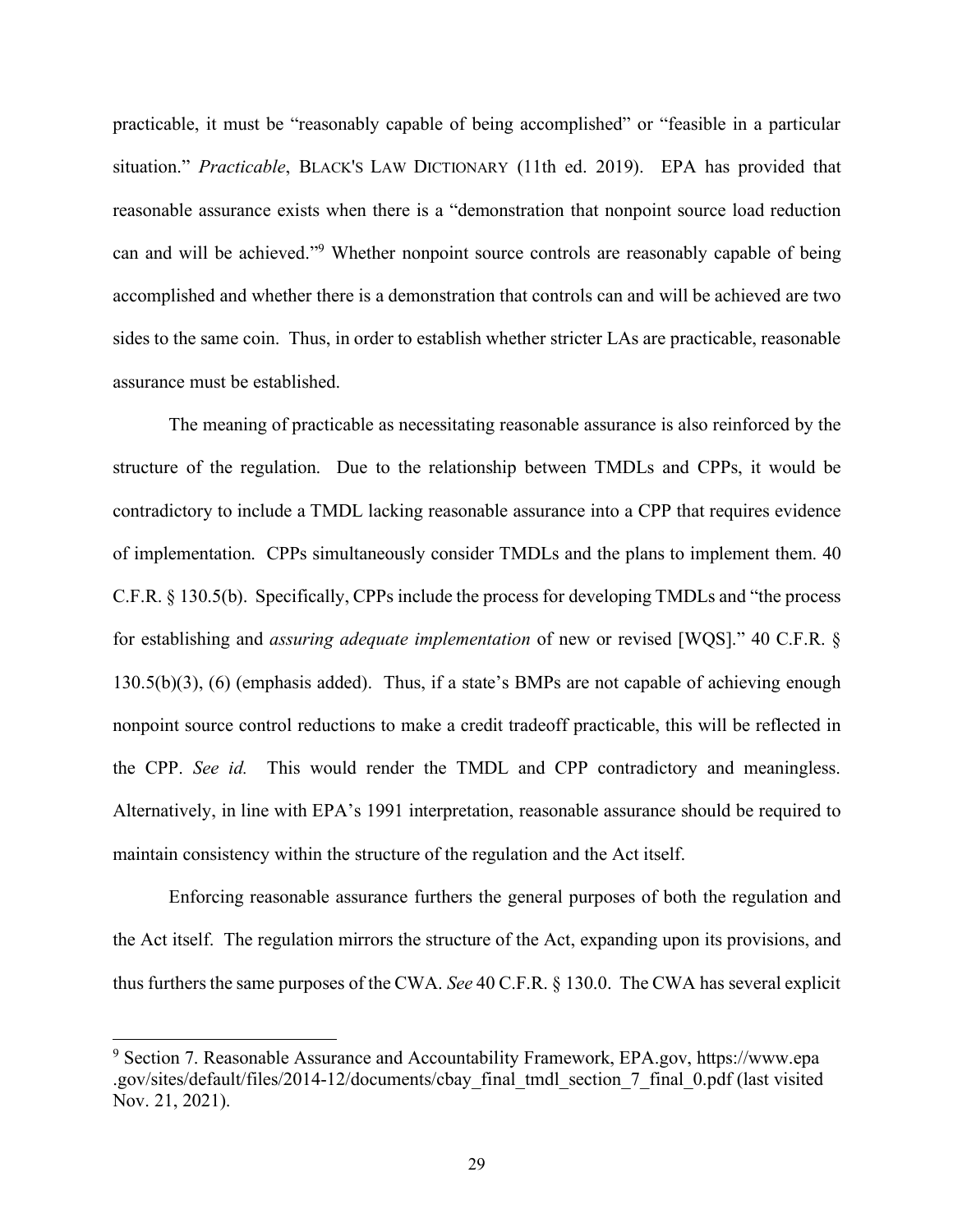practicable, it must be "reasonably capable of being accomplished" or "feasible in a particular situation." *Practicable*, BLACK'S LAW DICTIONARY (11th ed. 2019). EPA has provided that reasonable assurance exists when there is a "demonstration that nonpoint source load reduction can and will be achieved."[9] Whether nonpoint source controls are reasonably capable of being accomplished and whether there is a demonstration that controls can and will be achieved are two sides to the same coin. Thus, in order to establish whether stricter LAs are practicable, reasonable assurance must be established.

The meaning of practicable as necessitating reasonable assurance is also reinforced by the structure of the regulation. Due to the relationship between TMDLs and CPPs, it would be contradictory to include a TMDL lacking reasonable assurance into a CPP that requires evidence of implementation. CPPs simultaneously consider TMDLs and the plans to implement them. 40 C.F.R. § 130.5(b). Specifically, CPPs include the process for developing TMDLs and "the process for establishing and *assuring adequate implementation* of new or revised [WQS]." 40 C.F.R. § 130.5(b)(3), (6) (emphasis added). Thus, if a state's BMPs are not capable of achieving enough nonpoint source control reductions to make a credit tradeoff practicable, this will be reflected in the CPP. *See id.* This would render the TMDL and CPP contradictory and meaningless. Alternatively, in line with EPA's 1991 interpretation, reasonable assurance should be required to maintain consistency within the structure of the regulation and the Act itself.

Enforcing reasonable assurance furthers the general purposes of both the regulation and the Act itself. The regulation mirrors the structure of the Act, expanding upon its provisions, and thus furthers the same purposes of the CWA. *See* 40 C.F.R. § 130.0. The CWA has several explicit

---

[9] Section 7. Reasonable Assurance and Accountability Framework, EPA.gov, https://www.epa.gov/sites/default/files/2014-12/documents/cbay_final_tmdl_section_7_final_0.pdf (last visited Nov. 21, 2021).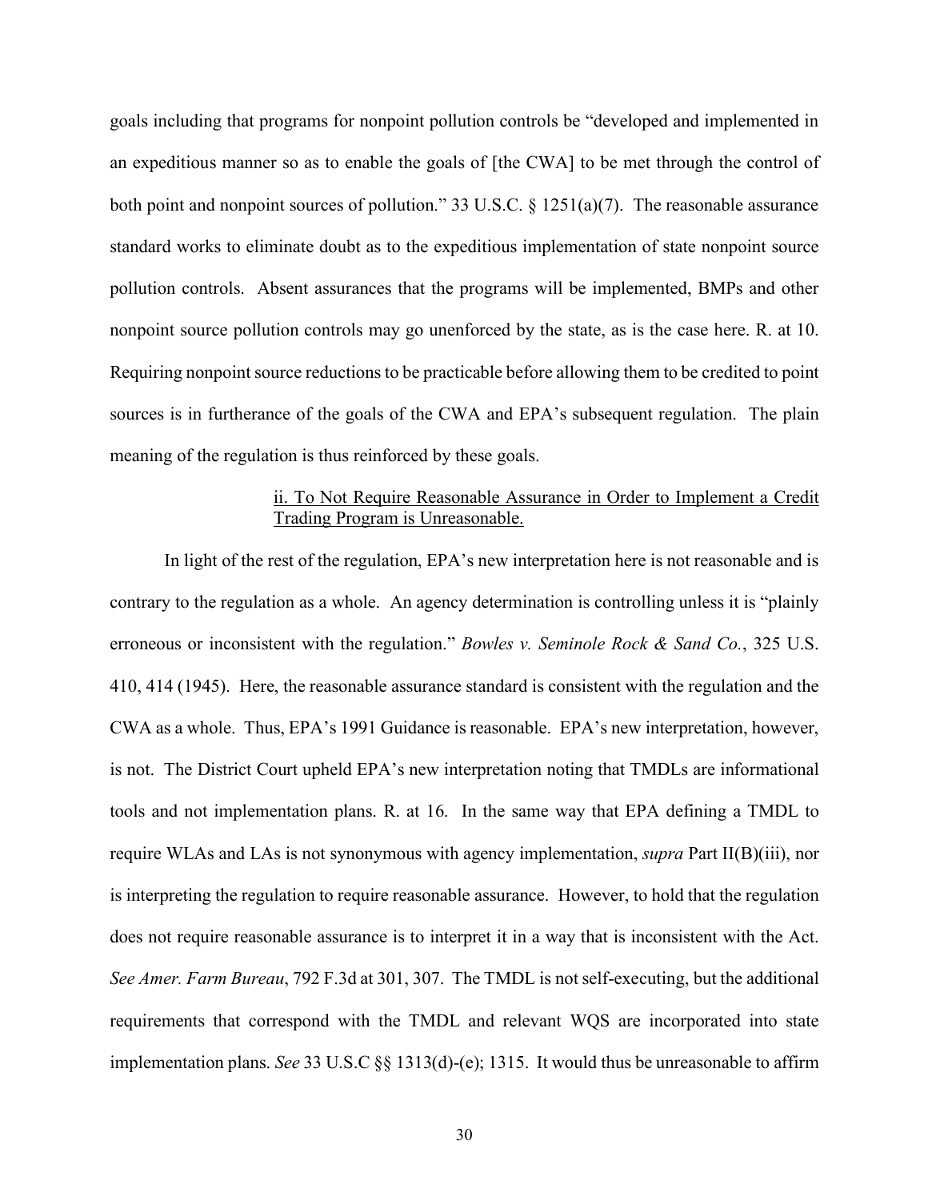goals including that programs for nonpoint pollution controls be "developed and implemented in an expeditious manner so as to enable the goals of [the CWA] to be met through the control of both point and nonpoint sources of pollution." 33 U.S.C. § 1251(a)(7). The reasonable assurance standard works to eliminate doubt as to the expeditious implementation of state nonpoint source pollution controls. Absent assurances that the programs will be implemented, BMPs and other nonpoint source pollution controls may go unenforced by the state, as is the case here. R. at 10. Requiring nonpoint source reductions to be practicable before allowing them to be credited to point sources is in furtherance of the goals of the CWA and EPA's subsequent regulation. The plain meaning of the regulation is thus reinforced by these goals.

<u>ii. To Not Require Reasonable Assurance in Order to Implement a Credit Trading Program is Unreasonable.</u>

In light of the rest of the regulation, EPA's new interpretation here is not reasonable and is contrary to the regulation as a whole. An agency determination is controlling unless it is "plainly erroneous or inconsistent with the regulation." *Bowles v. Seminole Rock & Sand Co.*, 325 U.S. 410, 414 (1945). Here, the reasonable assurance standard is consistent with the regulation and the CWA as a whole. Thus, EPA's 1991 Guidance is reasonable. EPA's new interpretation, however, is not. The District Court upheld EPA's new interpretation noting that TMDLs are informational tools and not implementation plans. R. at 16. In the same way that EPA defining a TMDL to require WLAs and LAs is not synonymous with agency implementation, *supra* Part II(B)(iii), nor is interpreting the regulation to require reasonable assurance. However, to hold that the regulation does not require reasonable assurance is to interpret it in a way that is inconsistent with the Act. *See Amer. Farm Bureau*, 792 F.3d at 301, 307. The TMDL is not self-executing, but the additional requirements that correspond with the TMDL and relevant WQS are incorporated into state implementation plans. *See* 33 U.S.C §§ 1313(d)-(e); 1315. It would thus be unreasonable to affirm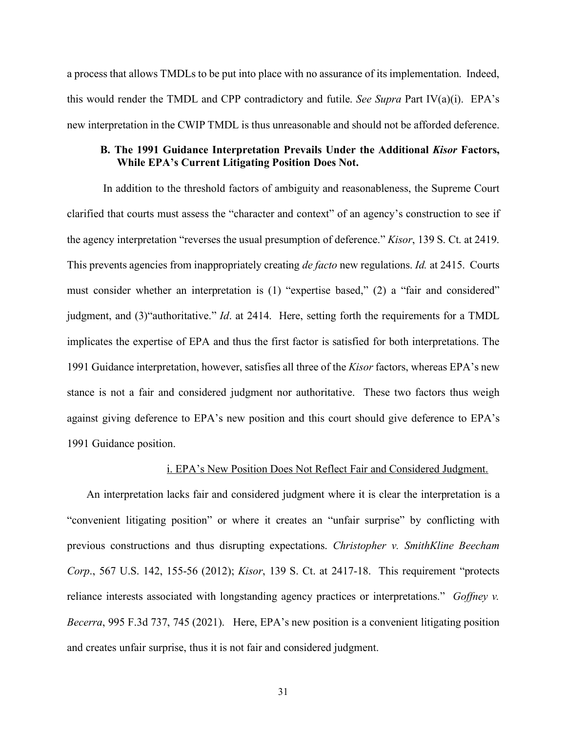a process that allows TMDLs to be put into place with no assurance of its implementation. Indeed, this would render the TMDL and CPP contradictory and futile. *See Supra* Part IV(a)(i). EPA's new interpretation in the CWIP TMDL is thus unreasonable and should not be afforded deference.

### B. The 1991 Guidance Interpretation Prevails Under the Additional *Kisor* Factors, While EPA's Current Litigating Position Does Not.

In addition to the threshold factors of ambiguity and reasonableness, the Supreme Court clarified that courts must assess the "character and context" of an agency's construction to see if the agency interpretation "reverses the usual presumption of deference." *Kisor*, 139 S. Ct. at 2419. This prevents agencies from inappropriately creating *de facto* new regulations. *Id.* at 2415. Courts must consider whether an interpretation is (1) "expertise based," (2) a "fair and considered" judgment, and (3)"authoritative." *Id*. at 2414. Here, setting forth the requirements for a TMDL implicates the expertise of EPA and thus the first factor is satisfied for both interpretations. The 1991 Guidance interpretation, however, satisfies all three of the *Kisor* factors, whereas EPA's new stance is not a fair and considered judgment nor authoritative. These two factors thus weigh against giving deference to EPA's new position and this court should give deference to EPA's 1991 Guidance position.

#### i. EPA's New Position Does Not Reflect Fair and Considered Judgment.

An interpretation lacks fair and considered judgment where it is clear the interpretation is a "convenient litigating position" or where it creates an "unfair surprise" by conflicting with previous constructions and thus disrupting expectations. *Christopher v. SmithKline Beecham Corp*., 567 U.S. 142, 155-56 (2012); *Kisor*, 139 S. Ct. at 2417-18. This requirement "protects reliance interests associated with longstanding agency practices or interpretations." *Goffney v. Becerra*, 995 F.3d 737, 745 (2021). Here, EPA's new position is a convenient litigating position and creates unfair surprise, thus it is not fair and considered judgment.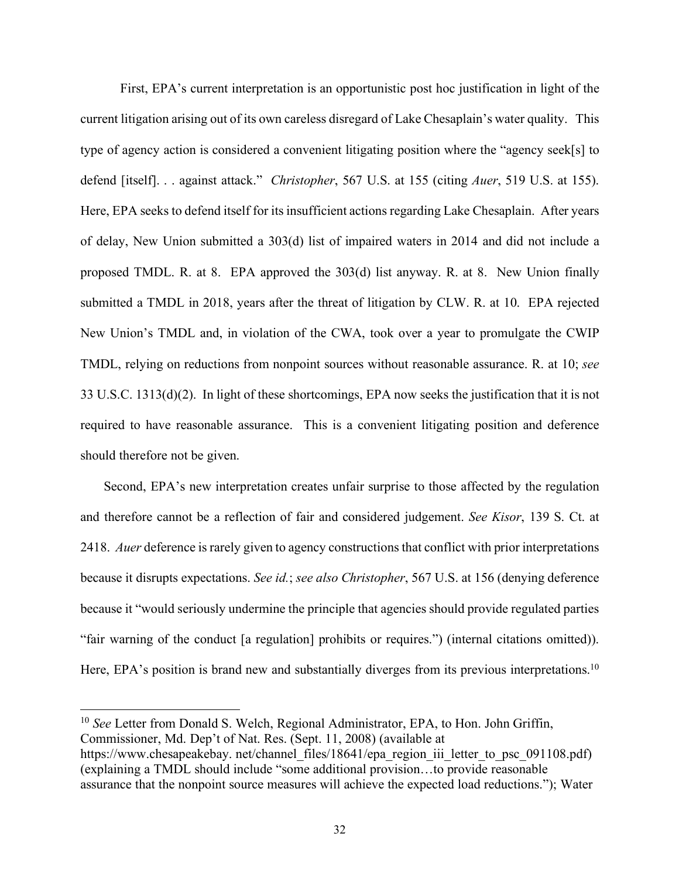First, EPA's current interpretation is an opportunistic post hoc justification in light of the current litigation arising out of its own careless disregard of Lake Chesaplain's water quality. This type of agency action is considered a convenient litigating position where the "agency seek[s] to defend [itself]. . . against attack." *Christopher*, 567 U.S. at 155 (citing *Auer*, 519 U.S. at 155). Here, EPA seeks to defend itself for its insufficient actions regarding Lake Chesaplain. After years of delay, New Union submitted a 303(d) list of impaired waters in 2014 and did not include a proposed TMDL. R. at 8. EPA approved the 303(d) list anyway. R. at 8. New Union finally submitted a TMDL in 2018, years after the threat of litigation by CLW. R. at 10. EPA rejected New Union's TMDL and, in violation of the CWA, took over a year to promulgate the CWIP TMDL, relying on reductions from nonpoint sources without reasonable assurance. R. at 10; *see* 33 U.S.C. 1313(d)(2). In light of these shortcomings, EPA now seeks the justification that it is not required to have reasonable assurance. This is a convenient litigating position and deference should therefore not be given.

Second, EPA's new interpretation creates unfair surprise to those affected by the regulation and therefore cannot be a reflection of fair and considered judgement. *See Kisor*, 139 S. Ct. at 2418. *Auer* deference is rarely given to agency constructions that conflict with prior interpretations because it disrupts expectations. *See id.*; *see also Christopher*, 567 U.S. at 156 (denying deference because it "would seriously undermine the principle that agencies should provide regulated parties "fair warning of the conduct [a regulation] prohibits or requires.") (internal citations omitted)). Here, EPA's position is brand new and substantially diverges from its previous interpretations.[10]

[10] *See* Letter from Donald S. Welch, Regional Administrator, EPA, to Hon. John Griffin, Commissioner, Md. Dep't of Nat. Res. (Sept. 11, 2008) (available at https://www.chesapeakebay. net/channel_files/18641/epa_region_iii_letter_to_psc_091108.pdf) (explaining a TMDL should include "some additional provision…to provide reasonable assurance that the nonpoint source measures will achieve the expected load reductions."); Water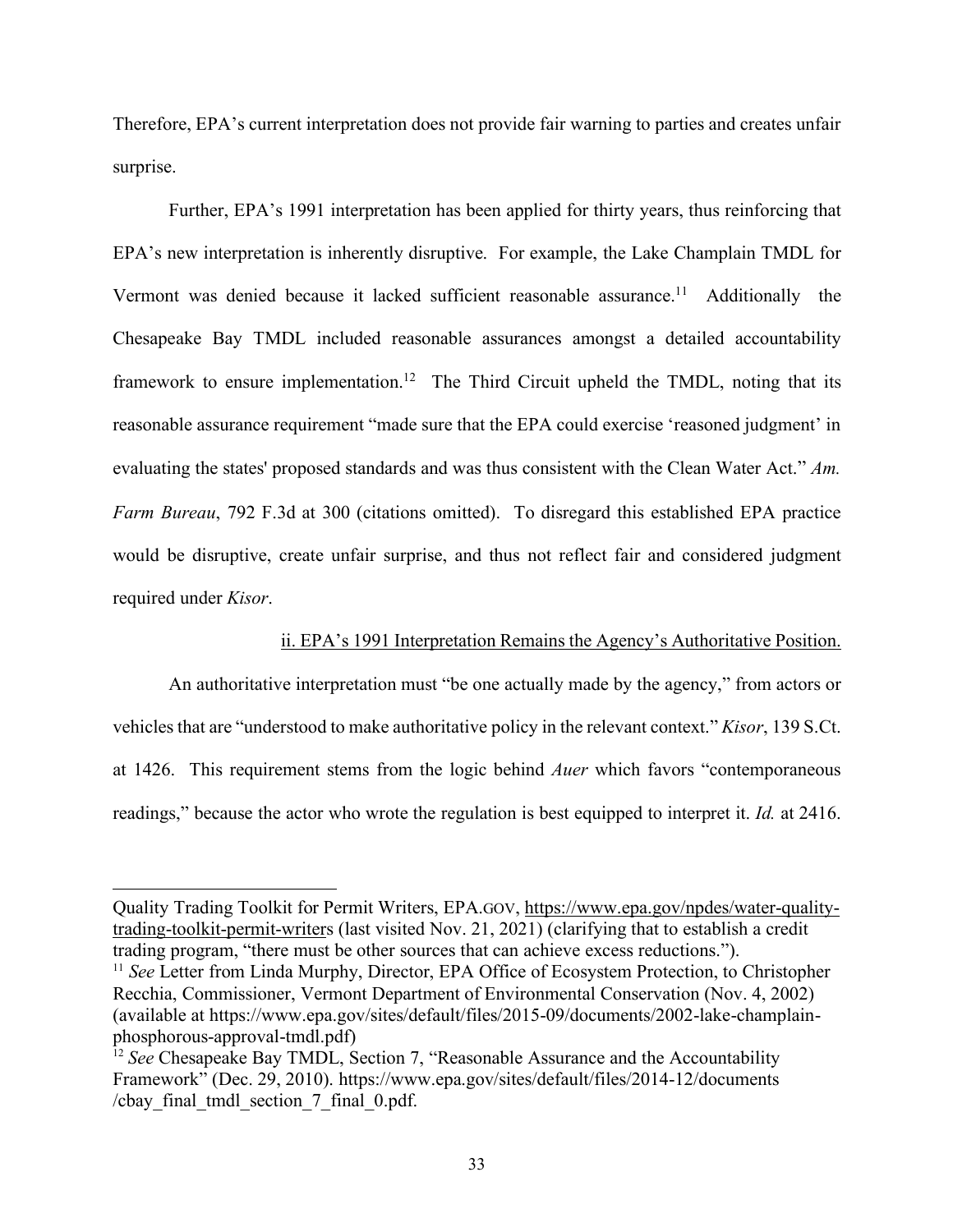Therefore, EPA's current interpretation does not provide fair warning to parties and creates unfair surprise.

Further, EPA's 1991 interpretation has been applied for thirty years, thus reinforcing that EPA's new interpretation is inherently disruptive. For example, the Lake Champlain TMDL for Vermont was denied because it lacked sufficient reasonable assurance.[11] Additionally the Chesapeake Bay TMDL included reasonable assurances amongst a detailed accountability framework to ensure implementation.[12] The Third Circuit upheld the TMDL, noting that its reasonable assurance requirement "made sure that the EPA could exercise 'reasoned judgment' in evaluating the states' proposed standards and was thus consistent with the Clean Water Act." *Am. Farm Bureau*, 792 F.3d at 300 (citations omitted). To disregard this established EPA practice would be disruptive, create unfair surprise, and thus not reflect fair and considered judgment required under *Kisor*.

<u>ii. EPA's 1991 Interpretation Remains the Agency's Authoritative Position.</u>

An authoritative interpretation must "be one actually made by the agency," from actors or vehicles that are "understood to make authoritative policy in the relevant context." *Kisor*, 139 S.Ct. at 1426. This requirement stems from the logic behind *Auer* which favors "contemporaneous readings," because the actor who wrote the regulation is best equipped to interpret it. *Id.* at 2416.

---

Quality Trading Toolkit for Permit Writers, EPA.GOV, https://www.epa.gov/npdes/water-quality-trading-toolkit-permit-writers (last visited Nov. 21, 2021) (clarifying that to establish a credit trading program, "there must be other sources that can achieve excess reductions.").

[11] *See* Letter from Linda Murphy, Director, EPA Office of Ecosystem Protection, to Christopher Recchia, Commissioner, Vermont Department of Environmental Conservation (Nov. 4, 2002) (available at https://www.epa.gov/sites/default/files/2015-09/documents/2002-lake-champlain-phosphorous-approval-tmdl.pdf)

[12] *See* Chesapeake Bay TMDL, Section 7, "Reasonable Assurance and the Accountability Framework" (Dec. 29, 2010). https://www.epa.gov/sites/default/files/2014-12/documents /cbay_final_tmdl_section_7_final_0.pdf.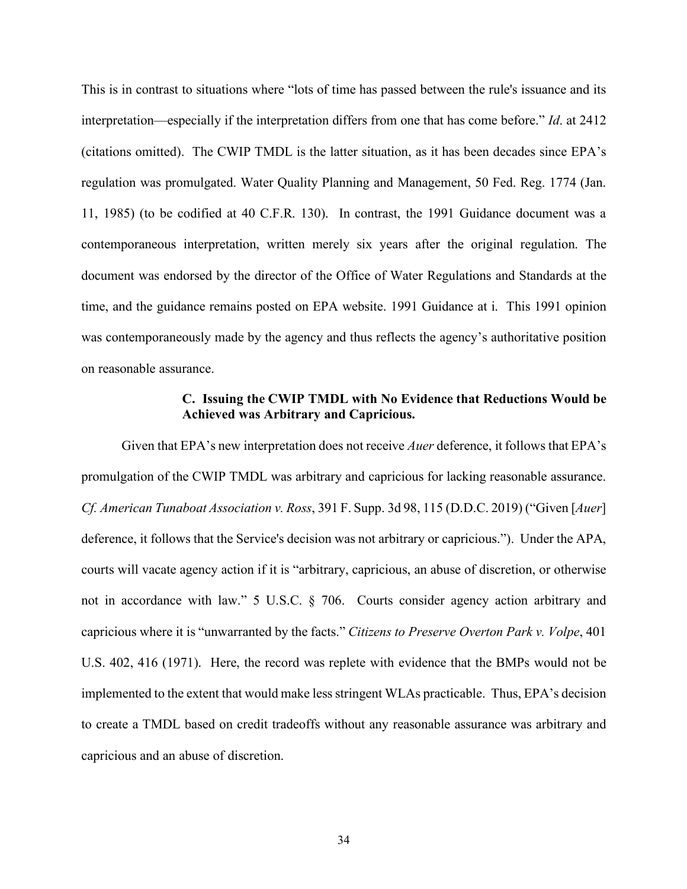This is in contrast to situations where "lots of time has passed between the rule's issuance and its interpretation—especially if the interpretation differs from one that has come before." *Id*. at 2412 (citations omitted). The CWIP TMDL is the latter situation, as it has been decades since EPA's regulation was promulgated. Water Quality Planning and Management, 50 Fed. Reg. 1774 (Jan. 11, 1985) (to be codified at 40 C.F.R. 130). In contrast, the 1991 Guidance document was a contemporaneous interpretation, written merely six years after the original regulation. The document was endorsed by the director of the Office of Water Regulations and Standards at the time, and the guidance remains posted on EPA website. 1991 Guidance at i. This 1991 opinion was contemporaneously made by the agency and thus reflects the agency's authoritative position on reasonable assurance.

### C. Issuing the CWIP TMDL with No Evidence that Reductions Would be Achieved was Arbitrary and Capricious.

Given that EPA's new interpretation does not receive *Auer* deference, it follows that EPA's promulgation of the CWIP TMDL was arbitrary and capricious for lacking reasonable assurance. *Cf. American Tunaboat Association v. Ross*, 391 F. Supp. 3d 98, 115 (D.D.C. 2019) ("Given [*Auer*] deference, it follows that the Service's decision was not arbitrary or capricious."). Under the APA, courts will vacate agency action if it is "arbitrary, capricious, an abuse of discretion, or otherwise not in accordance with law." 5 U.S.C. § 706. Courts consider agency action arbitrary and capricious where it is "unwarranted by the facts." *Citizens to Preserve Overton Park v. Volpe*, 401 U.S. 402, 416 (1971). Here, the record was replete with evidence that the BMPs would not be implemented to the extent that would make less stringent WLAs practicable. Thus, EPA's decision to create a TMDL based on credit tradeoffs without any reasonable assurance was arbitrary and capricious and an abuse of discretion.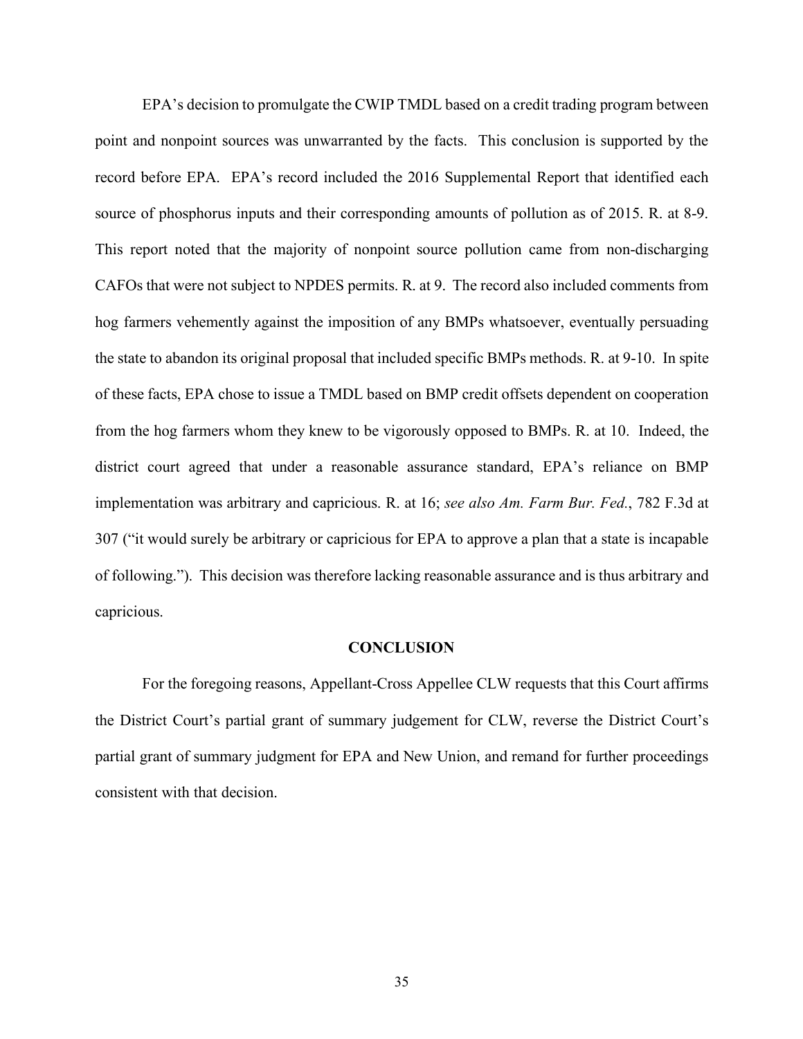EPA's decision to promulgate the CWIP TMDL based on a credit trading program between point and nonpoint sources was unwarranted by the facts. This conclusion is supported by the record before EPA. EPA's record included the 2016 Supplemental Report that identified each source of phosphorus inputs and their corresponding amounts of pollution as of 2015. R. at 8-9. This report noted that the majority of nonpoint source pollution came from non-discharging CAFOs that were not subject to NPDES permits. R. at 9. The record also included comments from hog farmers vehemently against the imposition of any BMPs whatsoever, eventually persuading the state to abandon its original proposal that included specific BMPs methods. R. at 9-10. In spite of these facts, EPA chose to issue a TMDL based on BMP credit offsets dependent on cooperation from the hog farmers whom they knew to be vigorously opposed to BMPs. R. at 10. Indeed, the district court agreed that under a reasonable assurance standard, EPA's reliance on BMP implementation was arbitrary and capricious. R. at 16; *see also Am. Farm Bur. Fed.*, 782 F.3d at 307 ("it would surely be arbitrary or capricious for EPA to approve a plan that a state is incapable of following."). This decision was therefore lacking reasonable assurance and is thus arbitrary and capricious.

## CONCLUSION

For the foregoing reasons, Appellant-Cross Appellee CLW requests that this Court affirms the District Court's partial grant of summary judgement for CLW, reverse the District Court's partial grant of summary judgment for EPA and New Union, and remand for further proceedings consistent with that decision.